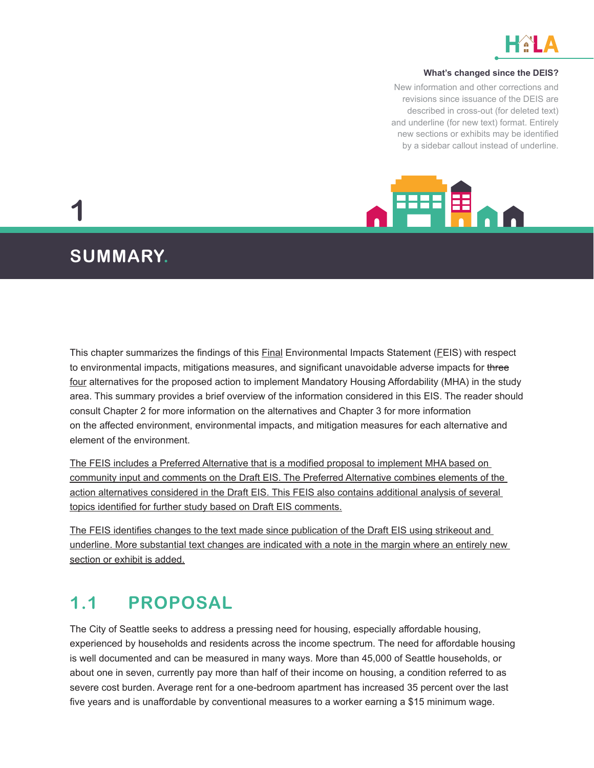**What's changed since the DEIS?**

New information and other corrections and revisions since issuance of the DEIS are described in cross-out (for deleted text) and underline (for new text) format. Entirely new sections or exhibits may be identified by a sidebar callout instead of underline.

# 1 SUMMARY.

This chapter summarizes the findings of this <u>Final</u> Environmental Impacts Statement (<u>F</u>EIS) with respect to environmental impacts, mitigations measures, and significant unavoidable adverse impacts for ~~three~~ <u>four</u> alternatives for the proposed action to implement Mandatory Housing Affordability (MHA) in the study area. This summary provides a brief overview of the information considered in this EIS. The reader should consult Chapter 2 for more information on the alternatives and Chapter 3 for more information on the affected environment, environmental impacts, and mitigation measures for each alternative and element of the environment.

<u>The FEIS includes a Preferred Alternative that is a modified proposal to implement MHA based on community input and comments on the Draft EIS. The Preferred Alternative combines elements of the action alternatives considered in the Draft EIS. This FEIS also contains additional analysis of several topics identified for further study based on Draft EIS comments.</u>

<u>The FEIS identifies changes to the text made since publication of the Draft EIS using strikeout and underline. More substantial text changes are indicated with a note in the margin where an entirely new section or exhibit is added.</u>

## 1.1 PROPOSAL

The City of Seattle seeks to address a pressing need for housing, especially affordable housing, experienced by households and residents across the income spectrum. The need for affordable housing is well documented and can be measured in many ways. More than 45,000 of Seattle households, or about one in seven, currently pay more than half of their income on housing, a condition referred to as severe cost burden. Average rent for a one-bedroom apartment has increased 35 percent over the last five years and is unaffordable by conventional measures to a worker earning a $15 minimum wage.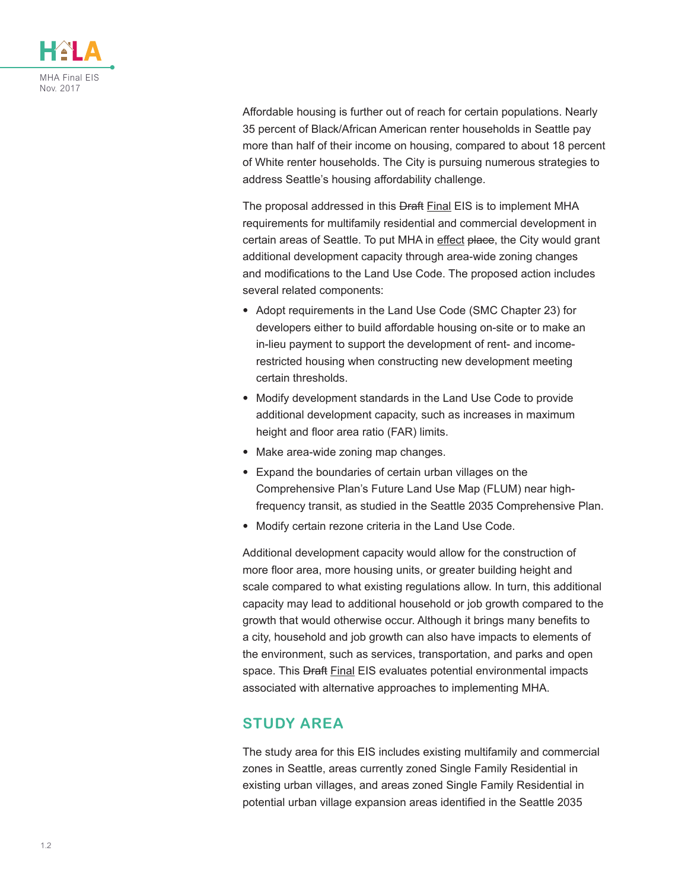Affordable housing is further out of reach for certain populations. Nearly 35 percent of Black/African American renter households in Seattle pay more than half of their income on housing, compared to about 18 percent of White renter households. The City is pursuing numerous strategies to address Seattle's housing affordability challenge.

The proposal addressed in this ~~Draft~~ <u>Final</u> EIS is to implement MHA requirements for multifamily residential and commercial development in certain areas of Seattle. To put MHA in <u>effect</u> ~~place~~, the City would grant additional development capacity through area-wide zoning changes and modifications to the Land Use Code. The proposed action includes several related components:

- Adopt requirements in the Land Use Code (SMC Chapter 23) for developers either to build affordable housing on-site or to make an in-lieu payment to support the development of rent- and income-restricted housing when constructing new development meeting certain thresholds.
- Modify development standards in the Land Use Code to provide additional development capacity, such as increases in maximum height and floor area ratio (FAR) limits.
- Make area-wide zoning map changes.
- Expand the boundaries of certain urban villages on the Comprehensive Plan's Future Land Use Map (FLUM) near high-frequency transit, as studied in the Seattle 2035 Comprehensive Plan.
- Modify certain rezone criteria in the Land Use Code.

Additional development capacity would allow for the construction of more floor area, more housing units, or greater building height and scale compared to what existing regulations allow. In turn, this additional capacity may lead to additional household or job growth compared to the growth that would otherwise occur. Although it brings many benefits to a city, household and job growth can also have impacts to elements of the environment, such as services, transportation, and parks and open space. This ~~Draft~~ <u>Final</u> EIS evaluates potential environmental impacts associated with alternative approaches to implementing MHA.

## STUDY AREA

The study area for this EIS includes existing multifamily and commercial zones in Seattle, areas currently zoned Single Family Residential in existing urban villages, and areas zoned Single Family Residential in potential urban village expansion areas identified in the Seattle 2035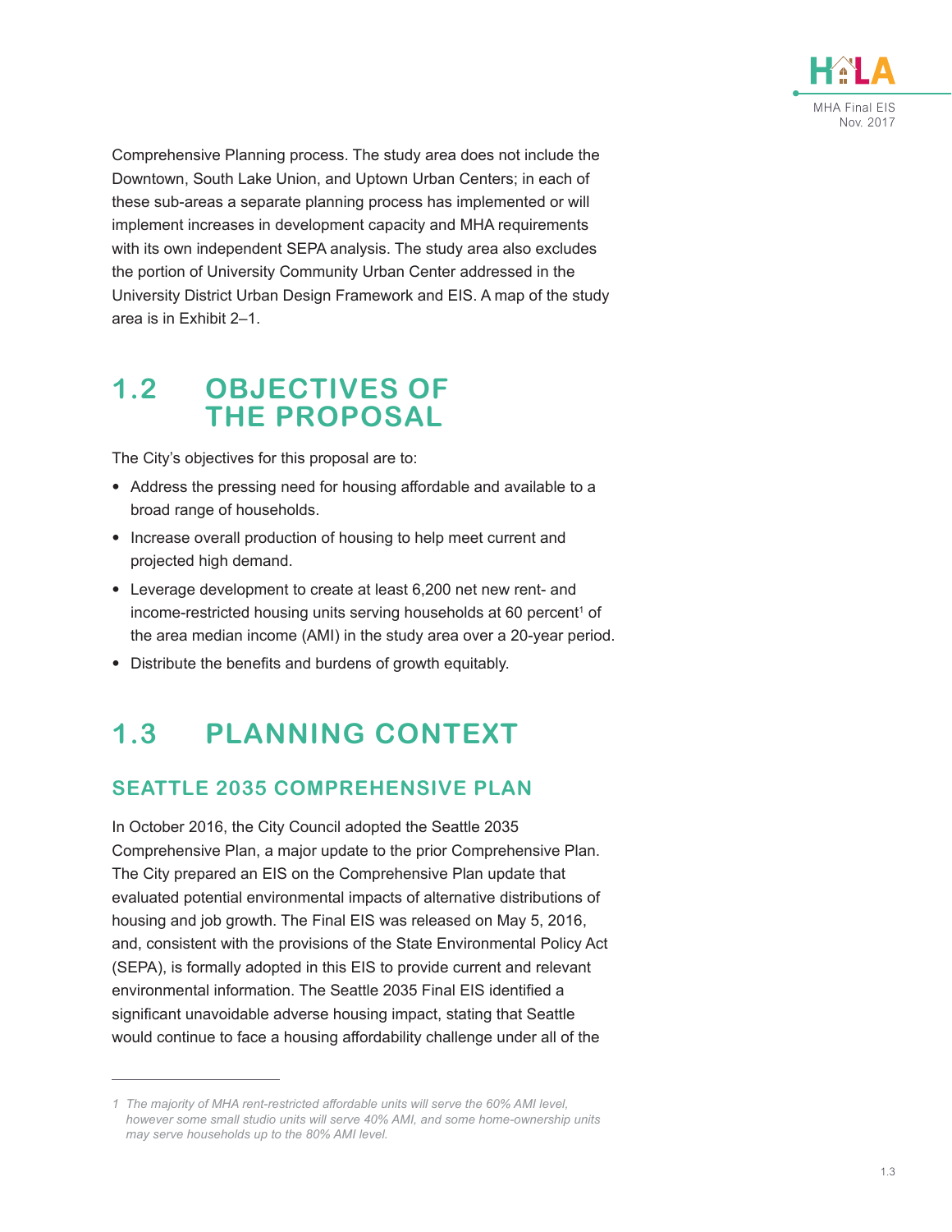Comprehensive Planning process. The study area does not include the Downtown, South Lake Union, and Uptown Urban Centers; in each of these sub-areas a separate planning process has implemented or will implement increases in development capacity and MHA requirements with its own independent SEPA analysis. The study area also excludes the portion of University Community Urban Center addressed in the University District Urban Design Framework and EIS. A map of the study area is in Exhibit 2–1.

## 1.2 OBJECTIVES OF THE PROPOSAL

The City's objectives for this proposal are to:

- Address the pressing need for housing affordable and available to a broad range of households.
- Increase overall production of housing to help meet current and projected high demand.
- Leverage development to create at least 6,200 net new rent- and income-restricted housing units serving households at 60 percent[1] of the area median income (AMI) in the study area over a 20-year period.
- Distribute the benefits and burdens of growth equitably.

## 1.3 PLANNING CONTEXT

### SEATTLE 2035 COMPREHENSIVE PLAN

In October 2016, the City Council adopted the Seattle 2035 Comprehensive Plan, a major update to the prior Comprehensive Plan. The City prepared an EIS on the Comprehensive Plan update that evaluated potential environmental impacts of alternative distributions of housing and job growth. The Final EIS was released on May 5, 2016, and, consistent with the provisions of the State Environmental Policy Act (SEPA), is formally adopted in this EIS to provide current and relevant environmental information. The Seattle 2035 Final EIS identified a significant unavoidable adverse housing impact, stating that Seattle would continue to face a housing affordability challenge under all of the

---

*1 The majority of MHA rent-restricted affordable units will serve the 60% AMI level, however some small studio units will serve 40% AMI, and some home-ownership units may serve households up to the 80% AMI level.*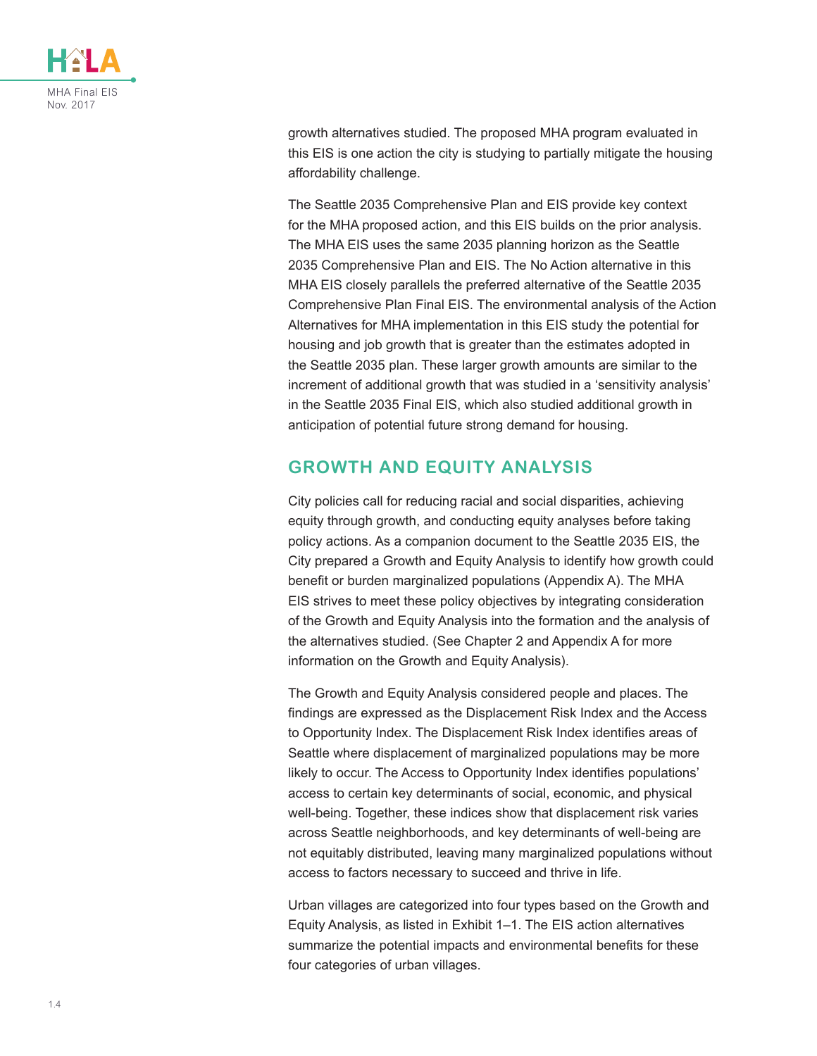growth alternatives studied. The proposed MHA program evaluated in this EIS is one action the city is studying to partially mitigate the housing affordability challenge.

The Seattle 2035 Comprehensive Plan and EIS provide key context for the MHA proposed action, and this EIS builds on the prior analysis. The MHA EIS uses the same 2035 planning horizon as the Seattle 2035 Comprehensive Plan and EIS. The No Action alternative in this MHA EIS closely parallels the preferred alternative of the Seattle 2035 Comprehensive Plan Final EIS. The environmental analysis of the Action Alternatives for MHA implementation in this EIS study the potential for housing and job growth that is greater than the estimates adopted in the Seattle 2035 plan. These larger growth amounts are similar to the increment of additional growth that was studied in a 'sensitivity analysis' in the Seattle 2035 Final EIS, which also studied additional growth in anticipation of potential future strong demand for housing.

## GROWTH AND EQUITY ANALYSIS

City policies call for reducing racial and social disparities, achieving equity through growth, and conducting equity analyses before taking policy actions. As a companion document to the Seattle 2035 EIS, the City prepared a Growth and Equity Analysis to identify how growth could benefit or burden marginalized populations (Appendix A). The MHA EIS strives to meet these policy objectives by integrating consideration of the Growth and Equity Analysis into the formation and the analysis of the alternatives studied. (See Chapter 2 and Appendix A for more information on the Growth and Equity Analysis).

The Growth and Equity Analysis considered people and places. The findings are expressed as the Displacement Risk Index and the Access to Opportunity Index. The Displacement Risk Index identifies areas of Seattle where displacement of marginalized populations may be more likely to occur. The Access to Opportunity Index identifies populations' access to certain key determinants of social, economic, and physical well-being. Together, these indices show that displacement risk varies across Seattle neighborhoods, and key determinants of well-being are not equitably distributed, leaving many marginalized populations without access to factors necessary to succeed and thrive in life.

Urban villages are categorized into four types based on the Growth and Equity Analysis, as listed in Exhibit 1–1. The EIS action alternatives summarize the potential impacts and environmental benefits for these four categories of urban villages.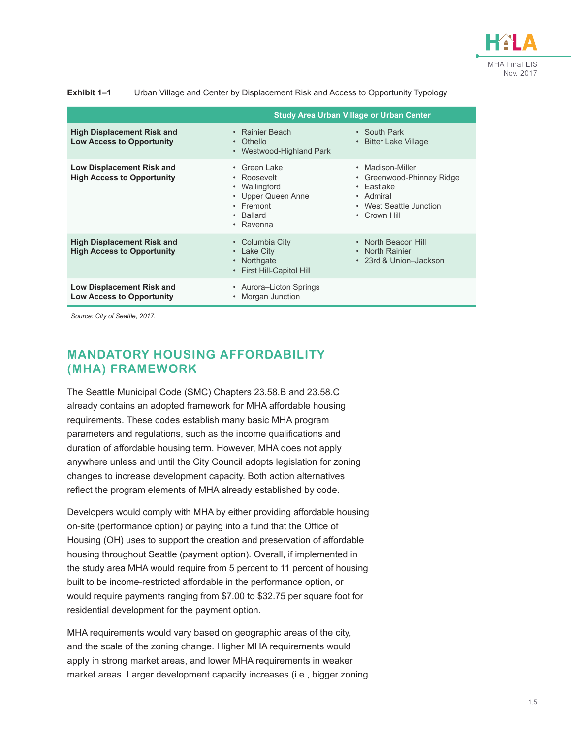**Exhibit 1–1** Urban Village and Center by Displacement Risk and Access to Opportunity Typology

| | Study Area Urban Village or Urban Center | |
|---|---|---|
| **High Displacement Risk and Low Access to Opportunity** | • Rainier Beach<br>• Othello<br>• Westwood-Highland Park | • South Park<br>• Bitter Lake Village |
| **Low Displacement Risk and High Access to Opportunity** | • Green Lake<br>• Roosevelt<br>• Wallingford<br>• Upper Queen Anne<br>• Fremont<br>• Ballard<br>• Ravenna | • Madison-Miller<br>• Greenwood-Phinney Ridge<br>• Eastlake<br>• Admiral<br>• West Seattle Junction<br>• Crown Hill |
| **High Displacement Risk and High Access to Opportunity** | • Columbia City<br>• Lake City<br>• Northgate<br>• First Hill-Capitol Hill | • North Beacon Hill<br>• North Rainier<br>• 23rd & Union–Jackson |
| **Low Displacement Risk and Low Access to Opportunity** | • Aurora–Licton Springs<br>• Morgan Junction | |

*Source: City of Seattle, 2017.*

## MANDATORY HOUSING AFFORDABILITY (MHA) FRAMEWORK

The Seattle Municipal Code (SMC) Chapters 23.58.B and 23.58.C already contains an adopted framework for MHA affordable housing requirements. These codes establish many basic MHA program parameters and regulations, such as the income qualifications and duration of affordable housing term. However, MHA does not apply anywhere unless and until the City Council adopts legislation for zoning changes to increase development capacity. Both action alternatives reflect the program elements of MHA already established by code.

Developers would comply with MHA by either providing affordable housing on-site (performance option) or paying into a fund that the Office of Housing (OH) uses to support the creation and preservation of affordable housing throughout Seattle (payment option). Overall, if implemented in the study area MHA would require from 5 percent to 11 percent of housing built to be income-restricted affordable in the performance option, or would require payments ranging from $7.00 to $32.75 per square foot for residential development for the payment option.

MHA requirements would vary based on geographic areas of the city, and the scale of the zoning change. Higher MHA requirements would apply in strong market areas, and lower MHA requirements in weaker market areas. Larger development capacity increases (i.e., bigger zoning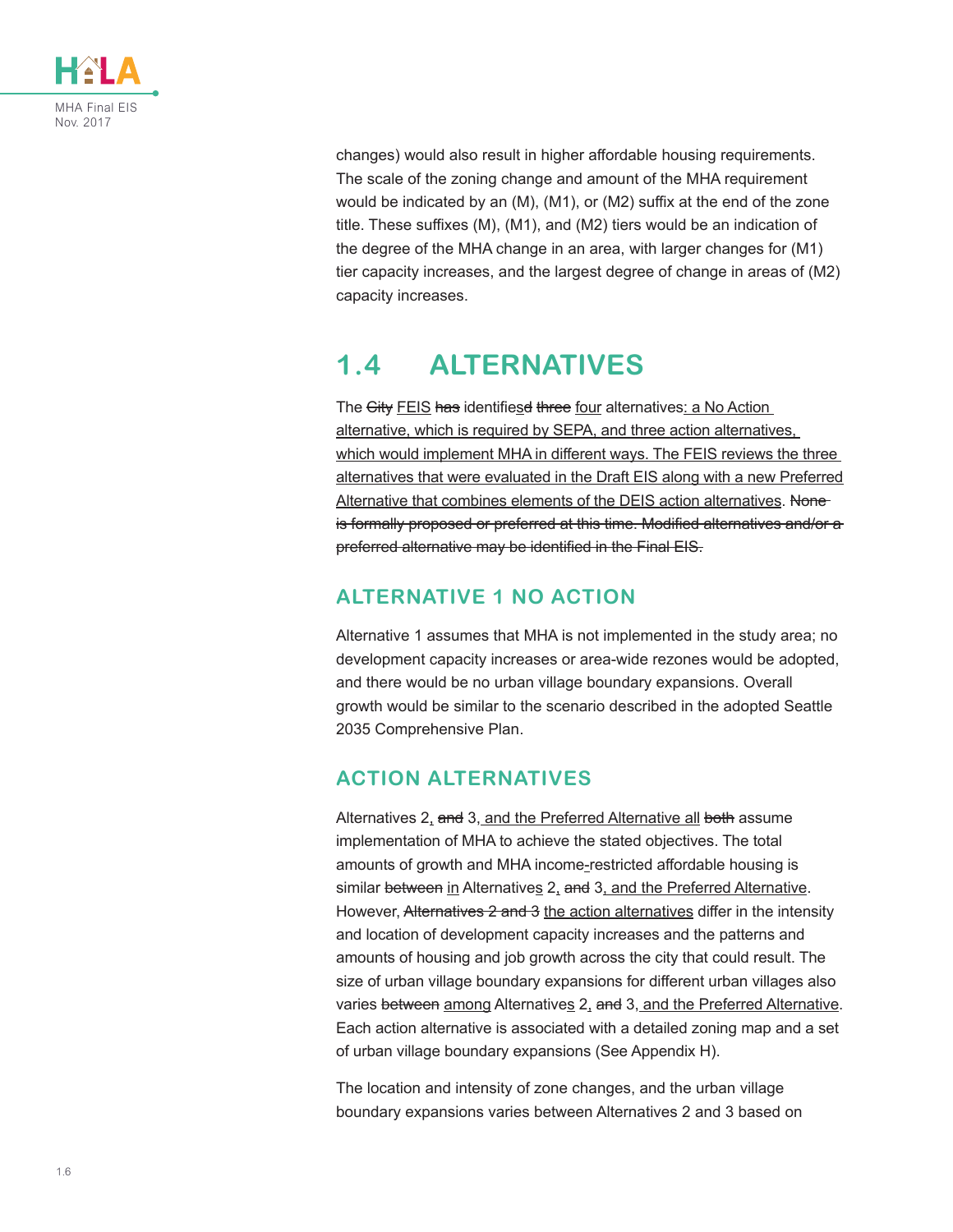changes) would also result in higher affordable housing requirements. The scale of the zoning change and amount of the MHA requirement would be indicated by an (M), (M1), or (M2) suffix at the end of the zone title. These suffixes (M), (M1), and (M2) tiers would be an indication of the degree of the MHA change in an area, with larger changes for (M1) tier capacity increases, and the largest degree of change in areas of (M2) capacity increases.

## 1.4 ALTERNATIVES

The ~~City~~ FEIS ~~has~~ identifies~~d~~ ~~three~~ four alternatives: a No Action alternative, which is required by SEPA, and three action alternatives, which would implement MHA in different ways. The FEIS reviews the three alternatives that were evaluated in the Draft EIS along with a new Preferred Alternative that combines elements of the DEIS action alternatives. ~~None is formally proposed or preferred at this time. Modified alternatives and/or a preferred alternative may be identified in the Final EIS.~~

### ALTERNATIVE 1 NO ACTION

Alternative 1 assumes that MHA is not implemented in the study area; no development capacity increases or area-wide rezones would be adopted, and there would be no urban village boundary expansions. Overall growth would be similar to the scenario described in the adopted Seattle 2035 Comprehensive Plan.

### ACTION ALTERNATIVES

Alternatives 2, ~~and~~ 3, and the Preferred Alternative all ~~both~~ assume implementation of MHA to achieve the stated objectives. The total amounts of growth and MHA income-restricted affordable housing is similar ~~between~~ in Alternatives 2, ~~and~~ 3, and the Preferred Alternative. However, ~~Alternatives 2 and 3~~ the action alternatives differ in the intensity and location of development capacity increases and the patterns and amounts of housing and job growth across the city that could result. The size of urban village boundary expansions for different urban villages also varies ~~between~~ among Alternatives 2, ~~and~~ 3, and the Preferred Alternative. Each action alternative is associated with a detailed zoning map and a set of urban village boundary expansions (See Appendix H).

The location and intensity of zone changes, and the urban village boundary expansions varies between Alternatives 2 and 3 based on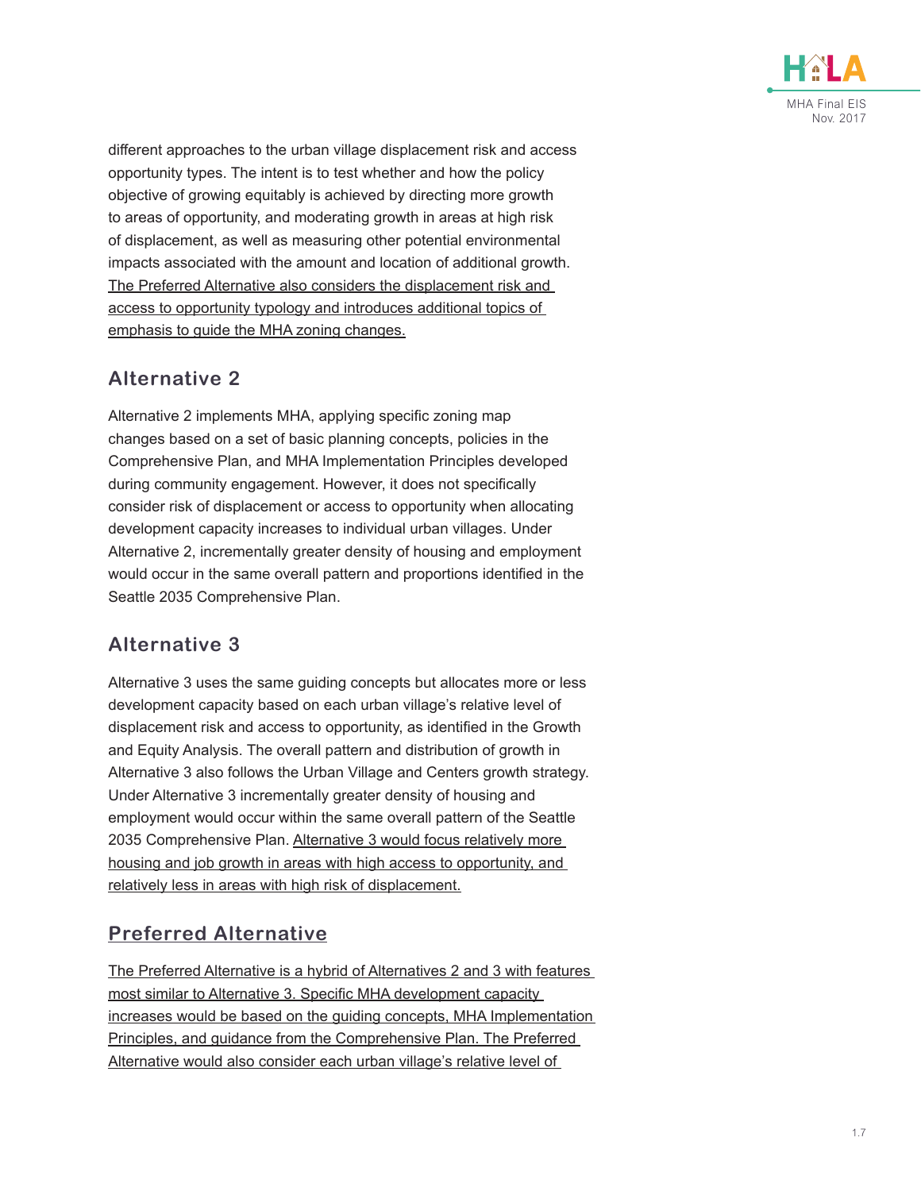different approaches to the urban village displacement risk and access opportunity types. The intent is to test whether and how the policy objective of growing equitably is achieved by directing more growth to areas of opportunity, and moderating growth in areas at high risk of displacement, as well as measuring other potential environmental impacts associated with the amount and location of additional growth. The Preferred Alternative also considers the displacement risk and access to opportunity typology and introduces additional topics of emphasis to guide the MHA zoning changes.

## Alternative 2

Alternative 2 implements MHA, applying specific zoning map changes based on a set of basic planning concepts, policies in the Comprehensive Plan, and MHA Implementation Principles developed during community engagement. However, it does not specifically consider risk of displacement or access to opportunity when allocating development capacity increases to individual urban villages. Under Alternative 2, incrementally greater density of housing and employment would occur in the same overall pattern and proportions identified in the Seattle 2035 Comprehensive Plan.

## Alternative 3

Alternative 3 uses the same guiding concepts but allocates more or less development capacity based on each urban village's relative level of displacement risk and access to opportunity, as identified in the Growth and Equity Analysis. The overall pattern and distribution of growth in Alternative 3 also follows the Urban Village and Centers growth strategy. Under Alternative 3 incrementally greater density of housing and employment would occur within the same overall pattern of the Seattle 2035 Comprehensive Plan. Alternative 3 would focus relatively more housing and job growth in areas with high access to opportunity, and relatively less in areas with high risk of displacement.

## Preferred Alternative

The Preferred Alternative is a hybrid of Alternatives 2 and 3 with features most similar to Alternative 3. Specific MHA development capacity increases would be based on the guiding concepts, MHA Implementation Principles, and guidance from the Comprehensive Plan. The Preferred Alternative would also consider each urban village's relative level of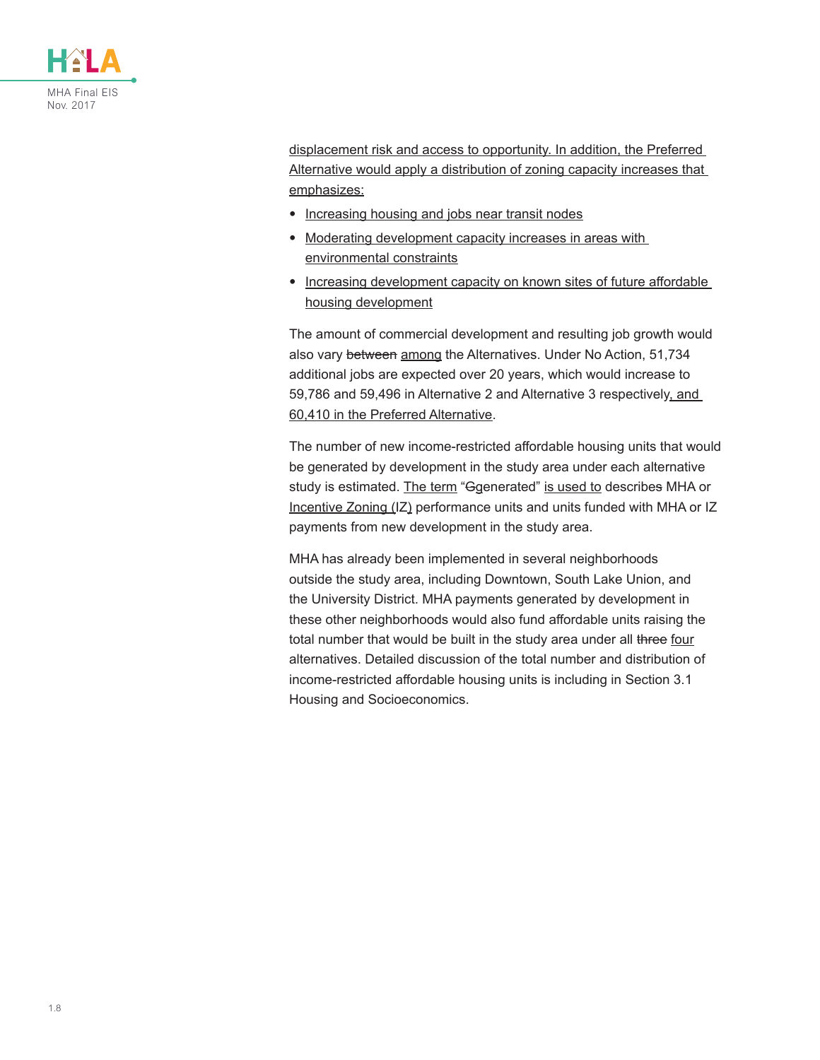displacement risk and access to opportunity. In addition, the Preferred Alternative would apply a distribution of zoning capacity increases that emphasizes:

- Increasing housing and jobs near transit nodes
- Moderating development capacity increases in areas with environmental constraints
- Increasing development capacity on known sites of future affordable housing development

The amount of commercial development and resulting job growth would also vary ~~between~~ among the Alternatives. Under No Action, 51,734 additional jobs are expected over 20 years, which would increase to 59,786 and 59,496 in Alternative 2 and Alternative 3 respectively, and 60,410 in the Preferred Alternative.

The number of new income-restricted affordable housing units that would be generated by development in the study area under each alternative study is estimated. The term "~~G~~generated" is used to describe~~s~~ MHA or Incentive Zoning (IZ) performance units and units funded with MHA or IZ payments from new development in the study area.

MHA has already been implemented in several neighborhoods outside the study area, including Downtown, South Lake Union, and the University District. MHA payments generated by development in these other neighborhoods would also fund affordable units raising the total number that would be built in the study area under all ~~three~~ four alternatives. Detailed discussion of the total number and distribution of income-restricted affordable housing units is including in Section 3.1 Housing and Socioeconomics.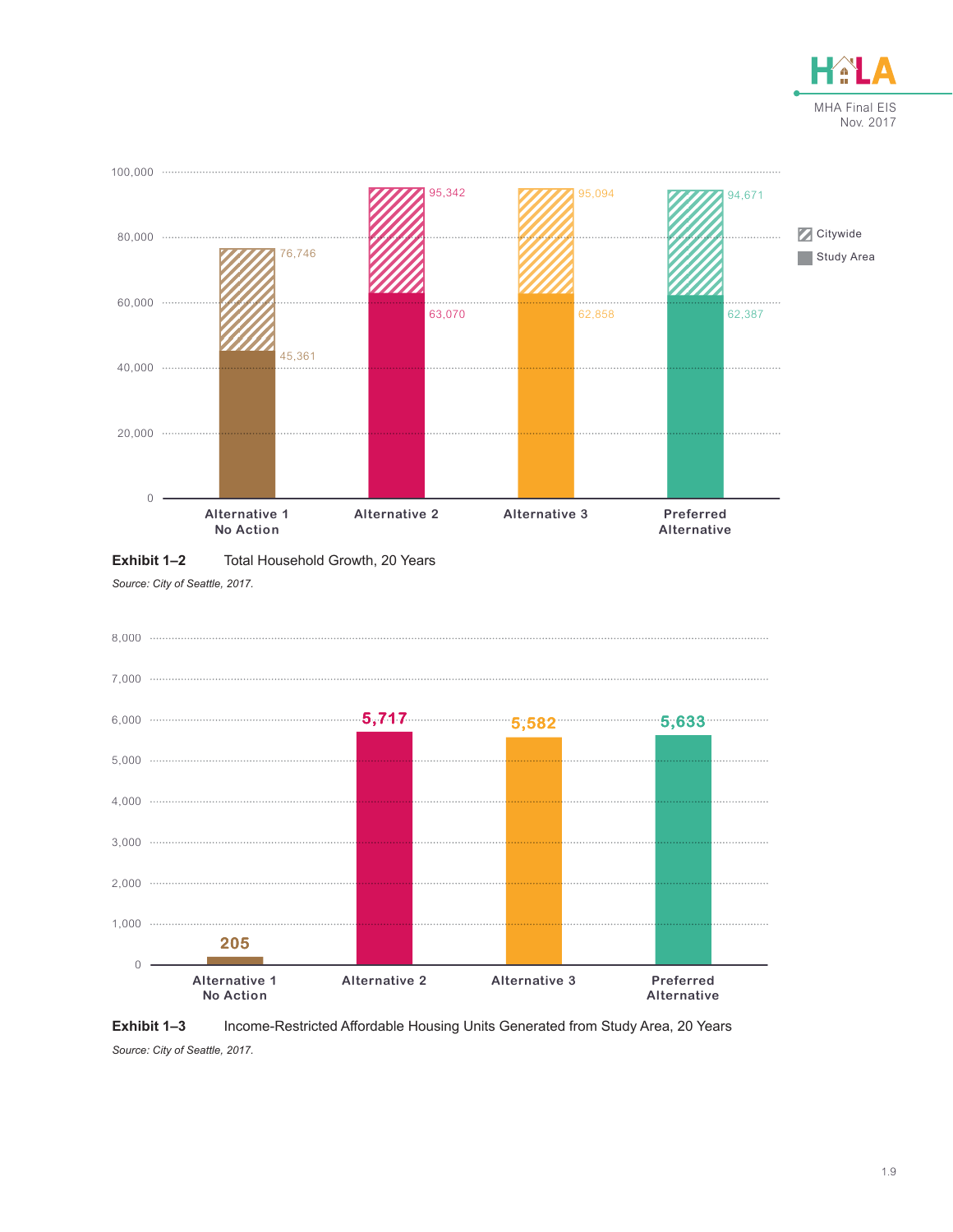| | Study Area | Citywide |
|---|---|---|
| Alternative 1 No Action | 45,361 | 76,746 |
| Alternative 2 | 63,070 | 95,342 |
| Alternative 3 | 62,858 | 95,094 |
| Preferred Alternative | 62,387 | 94,671 |

**Exhibit 1–2** Total Household Growth, 20 Years

*Source: City of Seattle, 2017.*

| | Units |
|---|---|
| Alternative 1 No Action | 205 |
| Alternative 2 | 5,717 |
| Alternative 3 | 5,582 |
| Preferred Alternative | 5,633 |

**Exhibit 1–3** Income-Restricted Affordable Housing Units Generated from Study Area, 20 Years

*Source: City of Seattle, 2017.*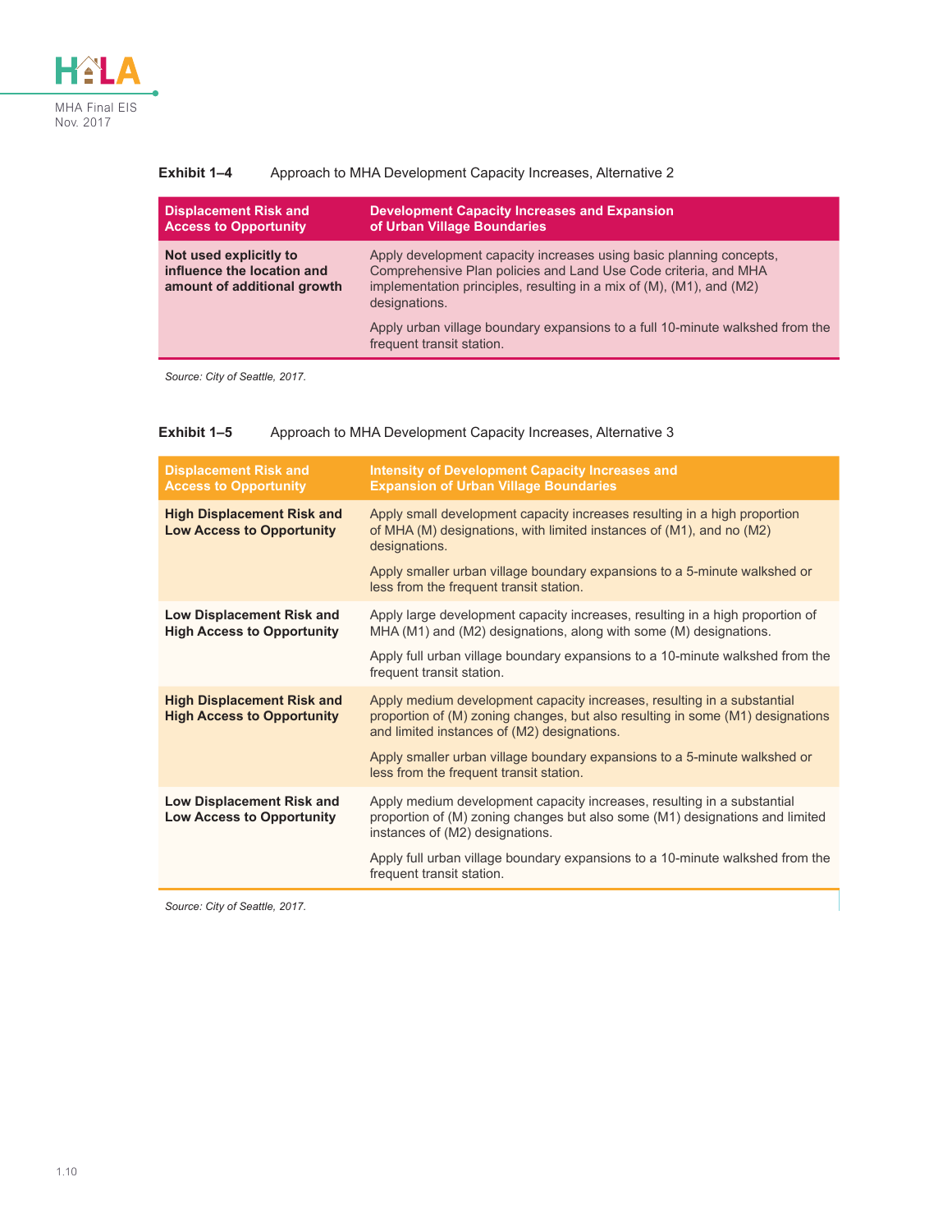**Exhibit 1–4** Approach to MHA Development Capacity Increases, Alternative 2

| Displacement Risk and Access to Opportunity | Development Capacity Increases and Expansion of Urban Village Boundaries |
|---|---|
| **Not used explicitly to influence the location and amount of additional growth** | Apply development capacity increases using basic planning concepts, Comprehensive Plan policies and Land Use Code criteria, and MHA implementation principles, resulting in a mix of (M), (M1), and (M2) designations.<br><br>Apply urban village boundary expansions to a full 10-minute walkshed from the frequent transit station. |

*Source: City of Seattle, 2017.*

**Exhibit 1–5** Approach to MHA Development Capacity Increases, Alternative 3

| Displacement Risk and Access to Opportunity | Intensity of Development Capacity Increases and Expansion of Urban Village Boundaries |
|---|---|
| **High Displacement Risk and Low Access to Opportunity** | Apply small development capacity increases resulting in a high proportion of MHA (M) designations, with limited instances of (M1), and no (M2) designations.<br><br>Apply smaller urban village boundary expansions to a 5-minute walkshed or less from the frequent transit station. |
| **Low Displacement Risk and High Access to Opportunity** | Apply large development capacity increases, resulting in a high proportion of MHA (M1) and (M2) designations, along with some (M) designations.<br><br>Apply full urban village boundary expansions to a 10-minute walkshed from the frequent transit station. |
| **High Displacement Risk and High Access to Opportunity** | Apply medium development capacity increases, resulting in a substantial proportion of (M) zoning changes, but also resulting in some (M1) designations and limited instances of (M2) designations.<br><br>Apply smaller urban village boundary expansions to a 5-minute walkshed or less from the frequent transit station. |
| **Low Displacement Risk and Low Access to Opportunity** | Apply medium development capacity increases, resulting in a substantial proportion of (M) zoning changes but also some (M1) designations and limited instances of (M2) designations.<br><br>Apply full urban village boundary expansions to a 10-minute walkshed from the frequent transit station. |

*Source: City of Seattle, 2017.*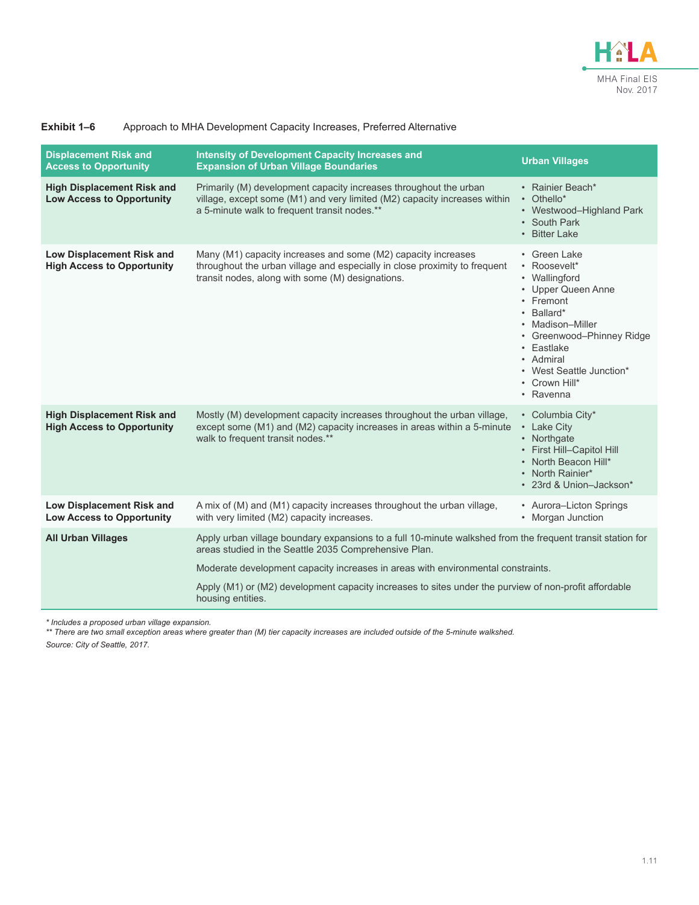**Exhibit 1–6** Approach to MHA Development Capacity Increases, Preferred Alternative

| Displacement Risk and Access to Opportunity | Intensity of Development Capacity Increases and Expansion of Urban Village Boundaries | Urban Villages |
|---|---|---|
| **High Displacement Risk and Low Access to Opportunity** | Primarily (M) development capacity increases throughout the urban village, except some (M1) and very limited (M2) capacity increases within a 5-minute walk to frequent transit nodes.** | • Rainier Beach*<br>• Othello*<br>• Westwood–Highland Park<br>• South Park<br>• Bitter Lake |
| **Low Displacement Risk and High Access to Opportunity** | Many (M1) capacity increases and some (M2) capacity increases throughout the urban village and especially in close proximity to frequent transit nodes, along with some (M) designations. | • Green Lake<br>• Roosevelt*<br>• Wallingford<br>• Upper Queen Anne<br>• Fremont<br>• Ballard*<br>• Madison–Miller<br>• Greenwood–Phinney Ridge<br>• Eastlake<br>• Admiral<br>• West Seattle Junction*<br>• Crown Hill*<br>• Ravenna |
| **High Displacement Risk and High Access to Opportunity** | Mostly (M) development capacity increases throughout the urban village, except some (M1) and (M2) capacity increases in areas within a 5-minute walk to frequent transit nodes.** | • Columbia City*<br>• Lake City<br>• Northgate<br>• First Hill–Capitol Hill<br>• North Beacon Hill*<br>• North Rainier*<br>• 23rd & Union–Jackson* |
| **Low Displacement Risk and Low Access to Opportunity** | A mix of (M) and (M1) capacity increases throughout the urban village, with very limited (M2) capacity increases. | • Aurora–Licton Springs<br>• Morgan Junction |
| **All Urban Villages** | Apply urban village boundary expansions to a full 10-minute walkshed from the frequent transit station for areas studied in the Seattle 2035 Comprehensive Plan.<br><br>Moderate development capacity increases in areas with environmental constraints.<br><br>Apply (M1) or (M2) development capacity increases to sites under the purview of non-profit affordable housing entities. | |

*\* Includes a proposed urban village expansion.*

*\*\* There are two small exception areas where greater than (M) tier capacity increases are included outside of the 5-minute walkshed.*

*Source: City of Seattle, 2017.*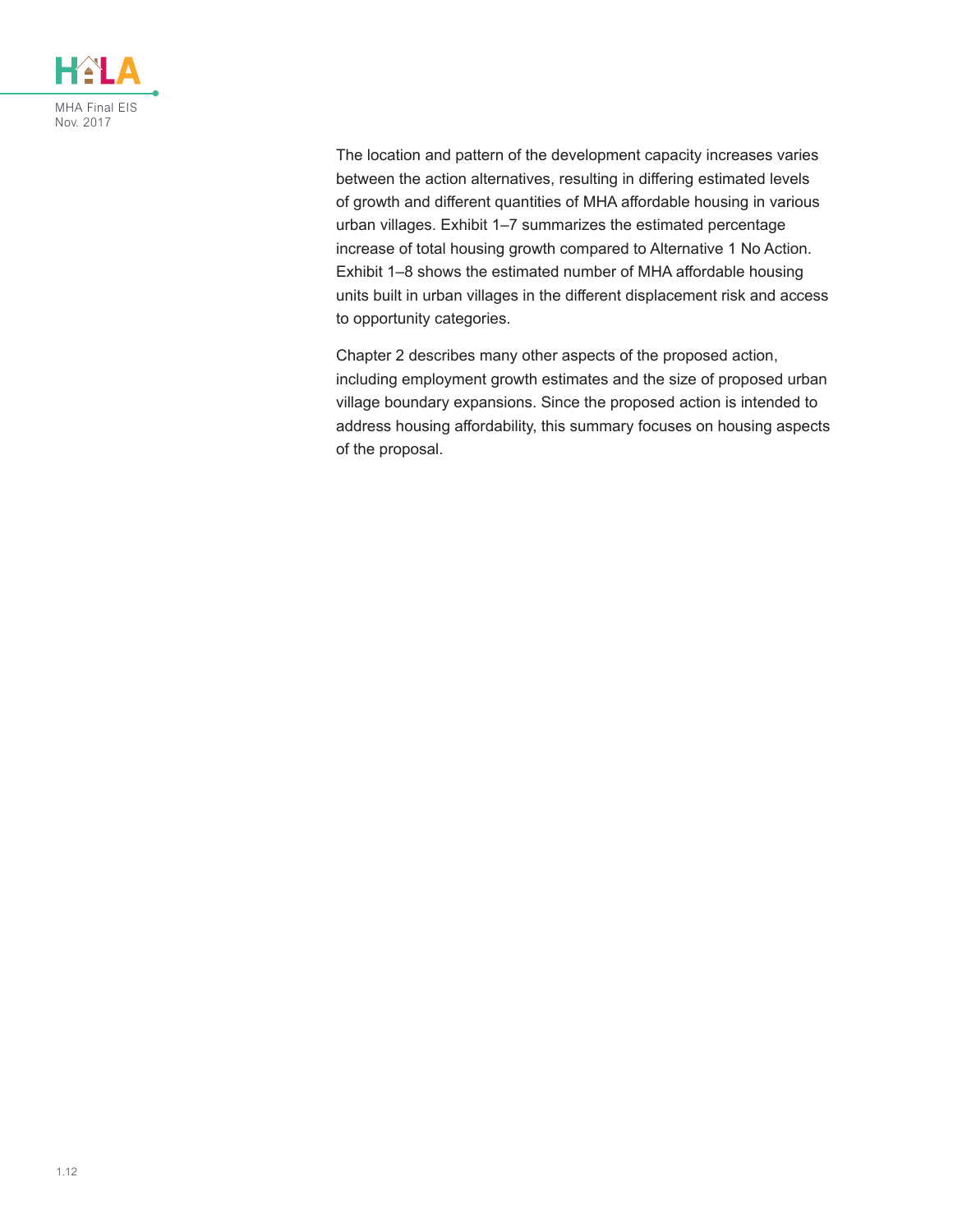The location and pattern of the development capacity increases varies between the action alternatives, resulting in differing estimated levels of growth and different quantities of MHA affordable housing in various urban villages. Exhibit 1–7 summarizes the estimated percentage increase of total housing growth compared to Alternative 1 No Action. Exhibit 1–8 shows the estimated number of MHA affordable housing units built in urban villages in the different displacement risk and access to opportunity categories.

Chapter 2 describes many other aspects of the proposed action, including employment growth estimates and the size of proposed urban village boundary expansions. Since the proposed action is intended to address housing affordability, this summary focuses on housing aspects of the proposal.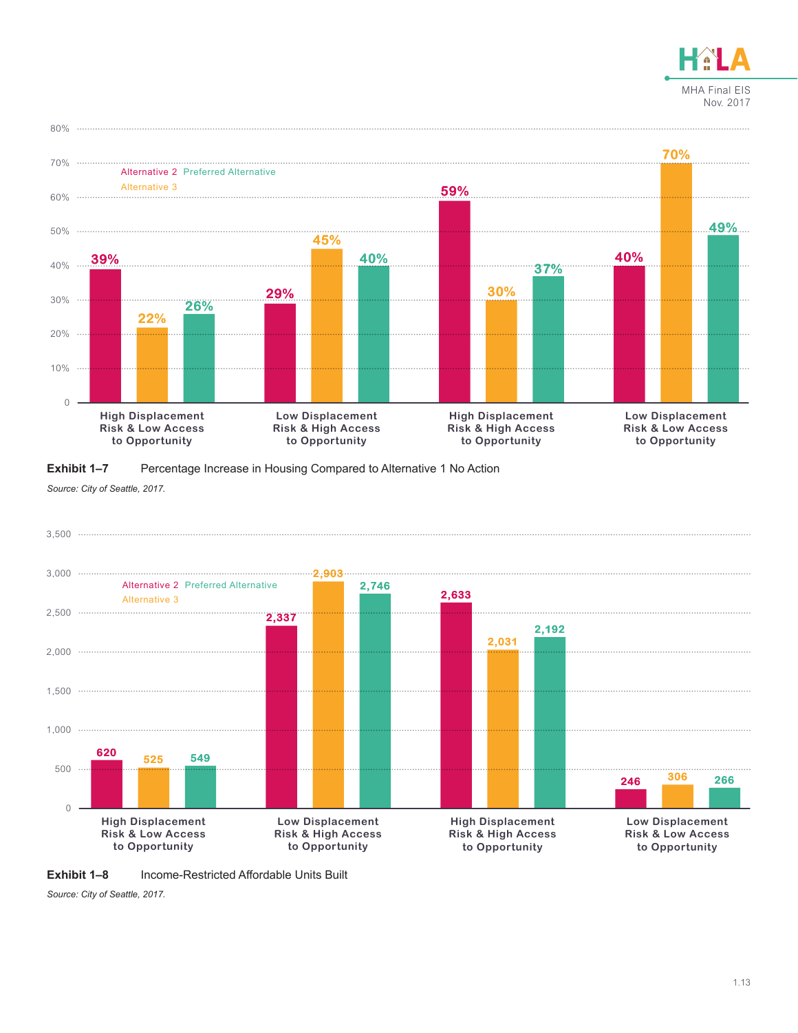| | Alternative 2 | Alternative 3 | Preferred Alternative |
|---|---|---|---|
| High Displacement Risk & Low Access to Opportunity | 39% | 22% | 26% |
| Low Displacement Risk & High Access to Opportunity | 29% | 45% | 40% |
| High Displacement Risk & High Access to Opportunity | 59% | 30% | 37% |
| Low Displacement Risk & Low Access to Opportunity | 40% | 70% | 49% |

**Exhibit 1–7** Percentage Increase in Housing Compared to Alternative 1 No Action

*Source: City of Seattle, 2017.*

| | Alternative 2 | Alternative 3 | Preferred Alternative |
|---|---|---|---|
| High Displacement Risk & Low Access to Opportunity | 620 | 525 | 549 |
| Low Displacement Risk & High Access to Opportunity | 2,337 | 2,903 | 2,746 |
| High Displacement Risk & High Access to Opportunity | 2,633 | 2,031 | 2,192 |
| Low Displacement Risk & Low Access to Opportunity | 246 | 306 | 266 |

**Exhibit 1–8** Income-Restricted Affordable Units Built

*Source: City of Seattle, 2017.*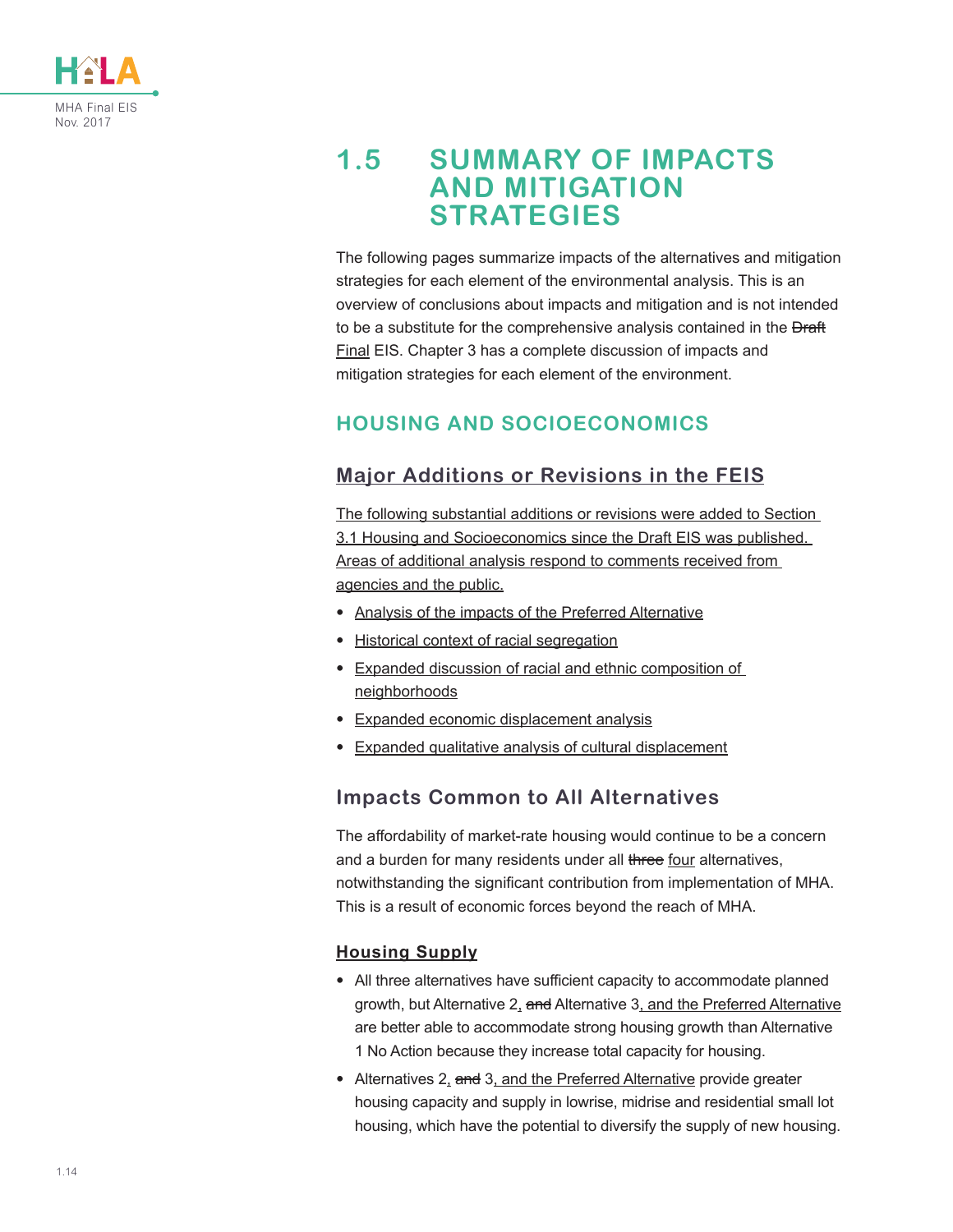# 1.5 SUMMARY OF IMPACTS AND MITIGATION STRATEGIES

The following pages summarize impacts of the alternatives and mitigation strategies for each element of the environmental analysis. This is an overview of conclusions about impacts and mitigation and is not intended to be a substitute for the comprehensive analysis contained in the ~~Draft~~ Final EIS. Chapter 3 has a complete discussion of impacts and mitigation strategies for each element of the environment.

## HOUSING AND SOCIOECONOMICS

### Major Additions or Revisions in the FEIS

The following substantial additions or revisions were added to Section 3.1 Housing and Socioeconomics since the Draft EIS was published. Areas of additional analysis respond to comments received from agencies and the public.

- Analysis of the impacts of the Preferred Alternative
- Historical context of racial segregation
- Expanded discussion of racial and ethnic composition of neighborhoods
- Expanded economic displacement analysis
- Expanded qualitative analysis of cultural displacement

### Impacts Common to All Alternatives

The affordability of market-rate housing would continue to be a concern and a burden for many residents under all ~~three~~ four alternatives, notwithstanding the significant contribution from implementation of MHA. This is a result of economic forces beyond the reach of MHA.

#### Housing Supply

- All three alternatives have sufficient capacity to accommodate planned growth, but Alternative 2, ~~and~~ Alternative 3, and the Preferred Alternative are better able to accommodate strong housing growth than Alternative 1 No Action because they increase total capacity for housing.
- Alternatives 2, ~~and~~ 3, and the Preferred Alternative provide greater housing capacity and supply in lowrise, midrise and residential small lot housing, which have the potential to diversify the supply of new housing.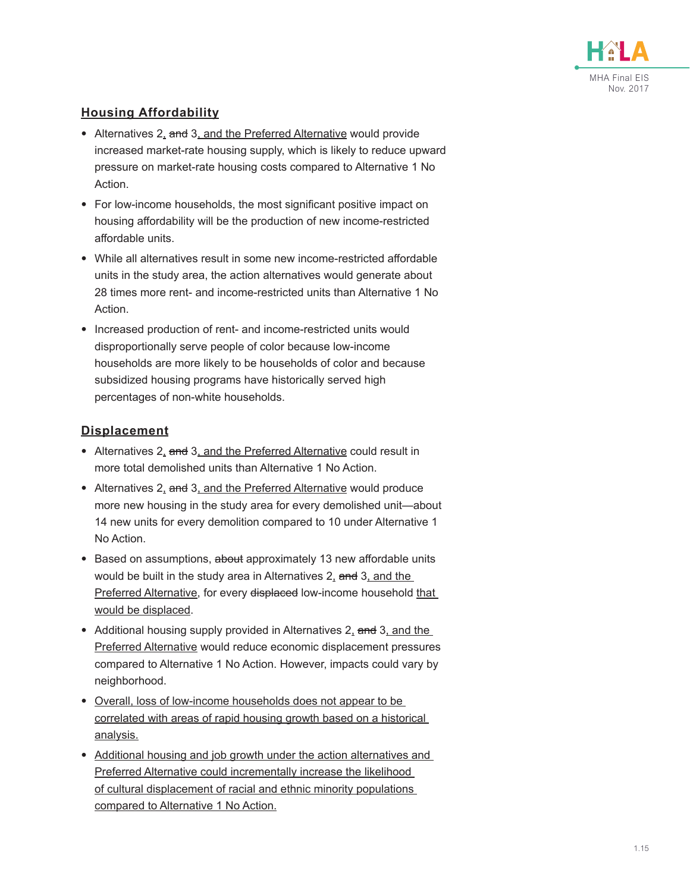## Housing Affordability

- Alternatives 2<u>,</u> ~~and~~ 3<u>, and the Preferred Alternative</u> would provide increased market-rate housing supply, which is likely to reduce upward pressure on market-rate housing costs compared to Alternative 1 No Action.
- For low-income households, the most significant positive impact on housing affordability will be the production of new income-restricted affordable units.
- While all alternatives result in some new income-restricted affordable units in the study area, the action alternatives would generate about 28 times more rent- and income-restricted units than Alternative 1 No Action.
- Increased production of rent- and income-restricted units would disproportionally serve people of color because low-income households are more likely to be households of color and because subsidized housing programs have historically served high percentages of non-white households.

## Displacement

- Alternatives 2<u>,</u> ~~and~~ 3<u>, and the Preferred Alternative</u> could result in more total demolished units than Alternative 1 No Action.
- Alternatives 2<u>,</u> ~~and~~ 3<u>, and the Preferred Alternative</u> would produce more new housing in the study area for every demolished unit—about 14 new units for every demolition compared to 10 under Alternative 1 No Action.
- Based on assumptions, ~~about~~ approximately 13 new affordable units would be built in the study area in Alternatives 2<u>,</u> ~~and~~ 3<u>, and the Preferred Alternative</u>, for every ~~displaced~~ low-income household <u>that would be displaced</u>.
- Additional housing supply provided in Alternatives 2<u>,</u> ~~and~~ 3<u>, and the Preferred Alternative</u> would reduce economic displacement pressures compared to Alternative 1 No Action. However, impacts could vary by neighborhood.
- <u>Overall, loss of low-income households does not appear to be correlated with areas of rapid housing growth based on a historical analysis.</u>
- <u>Additional housing and job growth under the action alternatives and Preferred Alternative could incrementally increase the likelihood of cultural displacement of racial and ethnic minority populations compared to Alternative 1 No Action.</u>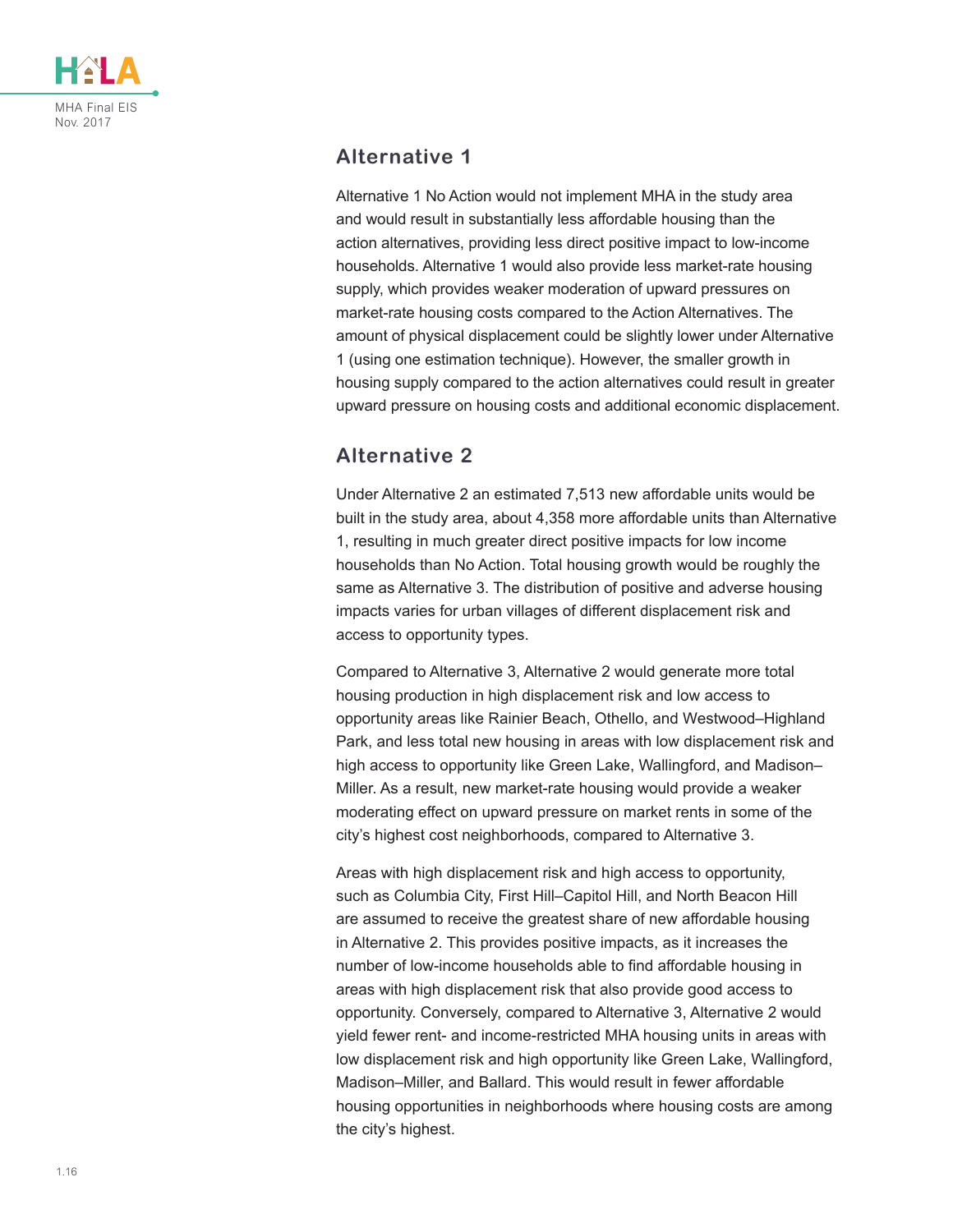## Alternative 1

Alternative 1 No Action would not implement MHA in the study area and would result in substantially less affordable housing than the action alternatives, providing less direct positive impact to low-income households. Alternative 1 would also provide less market-rate housing supply, which provides weaker moderation of upward pressures on market-rate housing costs compared to the Action Alternatives. The amount of physical displacement could be slightly lower under Alternative 1 (using one estimation technique). However, the smaller growth in housing supply compared to the action alternatives could result in greater upward pressure on housing costs and additional economic displacement.

## Alternative 2

Under Alternative 2 an estimated 7,513 new affordable units would be built in the study area, about 4,358 more affordable units than Alternative 1, resulting in much greater direct positive impacts for low income households than No Action. Total housing growth would be roughly the same as Alternative 3. The distribution of positive and adverse housing impacts varies for urban villages of different displacement risk and access to opportunity types.

Compared to Alternative 3, Alternative 2 would generate more total housing production in high displacement risk and low access to opportunity areas like Rainier Beach, Othello, and Westwood–Highland Park, and less total new housing in areas with low displacement risk and high access to opportunity like Green Lake, Wallingford, and Madison–Miller. As a result, new market-rate housing would provide a weaker moderating effect on upward pressure on market rents in some of the city's highest cost neighborhoods, compared to Alternative 3.

Areas with high displacement risk and high access to opportunity, such as Columbia City, First Hill–Capitol Hill, and North Beacon Hill are assumed to receive the greatest share of new affordable housing in Alternative 2. This provides positive impacts, as it increases the number of low-income households able to find affordable housing in areas with high displacement risk that also provide good access to opportunity. Conversely, compared to Alternative 3, Alternative 2 would yield fewer rent- and income-restricted MHA housing units in areas with low displacement risk and high opportunity like Green Lake, Wallingford, Madison–Miller, and Ballard. This would result in fewer affordable housing opportunities in neighborhoods where housing costs are among the city's highest.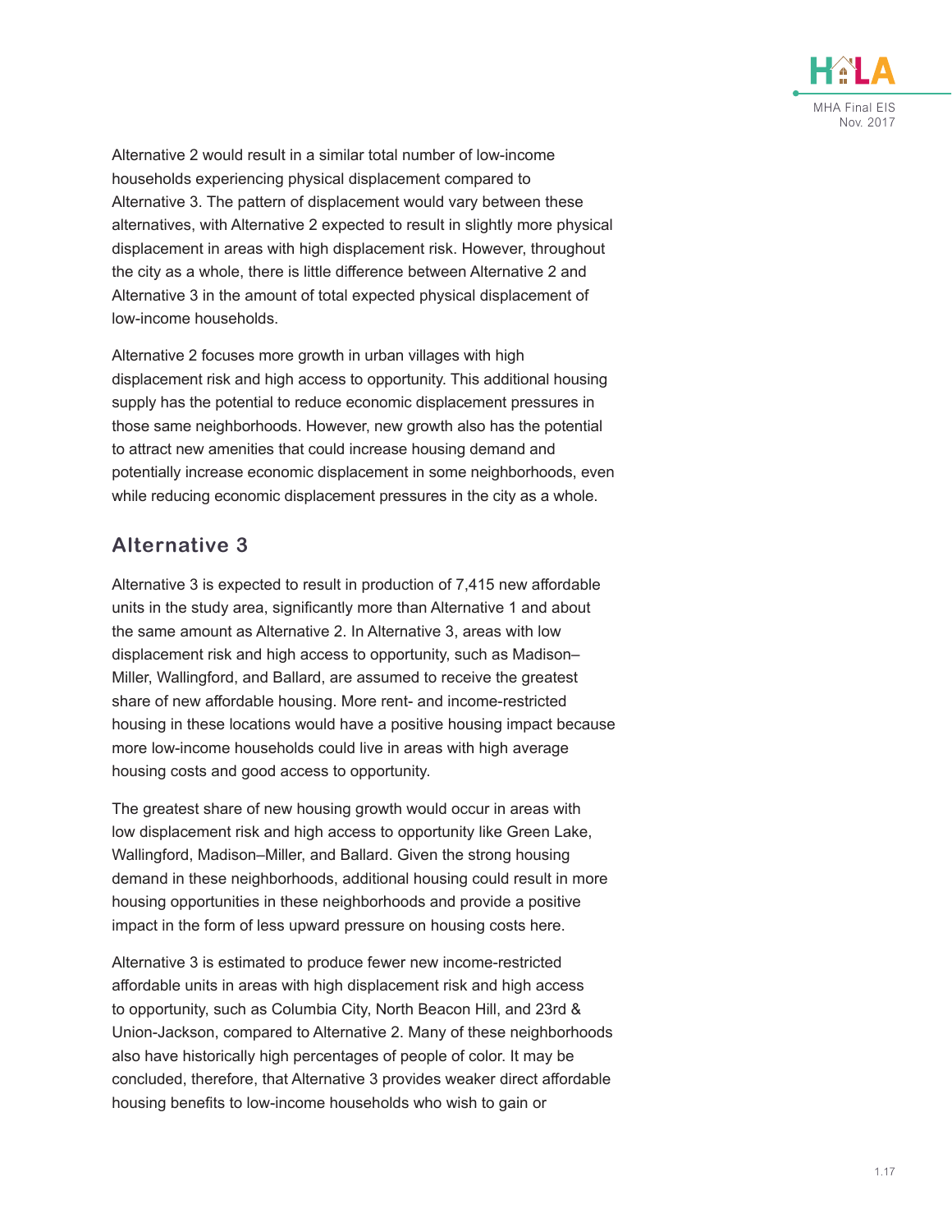Alternative 2 would result in a similar total number of low-income households experiencing physical displacement compared to Alternative 3. The pattern of displacement would vary between these alternatives, with Alternative 2 expected to result in slightly more physical displacement in areas with high displacement risk. However, throughout the city as a whole, there is little difference between Alternative 2 and Alternative 3 in the amount of total expected physical displacement of low-income households.

Alternative 2 focuses more growth in urban villages with high displacement risk and high access to opportunity. This additional housing supply has the potential to reduce economic displacement pressures in those same neighborhoods. However, new growth also has the potential to attract new amenities that could increase housing demand and potentially increase economic displacement in some neighborhoods, even while reducing economic displacement pressures in the city as a whole.

## Alternative 3

Alternative 3 is expected to result in production of 7,415 new affordable units in the study area, significantly more than Alternative 1 and about the same amount as Alternative 2. In Alternative 3, areas with low displacement risk and high access to opportunity, such as Madison–Miller, Wallingford, and Ballard, are assumed to receive the greatest share of new affordable housing. More rent- and income-restricted housing in these locations would have a positive housing impact because more low-income households could live in areas with high average housing costs and good access to opportunity.

The greatest share of new housing growth would occur in areas with low displacement risk and high access to opportunity like Green Lake, Wallingford, Madison–Miller, and Ballard. Given the strong housing demand in these neighborhoods, additional housing could result in more housing opportunities in these neighborhoods and provide a positive impact in the form of less upward pressure on housing costs here.

Alternative 3 is estimated to produce fewer new income-restricted affordable units in areas with high displacement risk and high access to opportunity, such as Columbia City, North Beacon Hill, and 23rd & Union-Jackson, compared to Alternative 2. Many of these neighborhoods also have historically high percentages of people of color. It may be concluded, therefore, that Alternative 3 provides weaker direct affordable housing benefits to low-income households who wish to gain or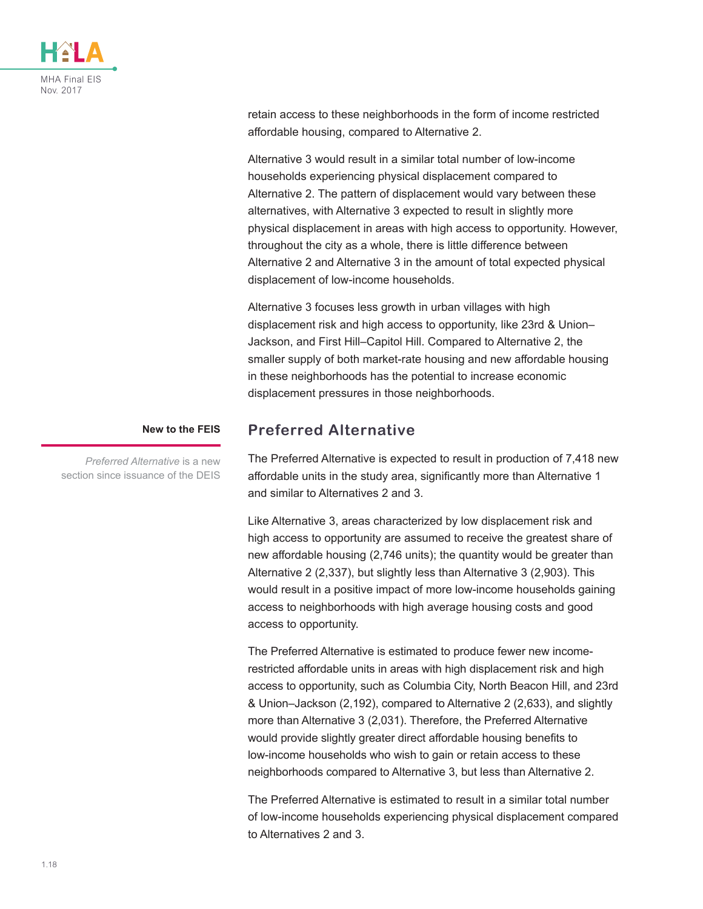retain access to these neighborhoods in the form of income restricted affordable housing, compared to Alternative 2.

Alternative 3 would result in a similar total number of low-income households experiencing physical displacement compared to Alternative 2. The pattern of displacement would vary between these alternatives, with Alternative 3 expected to result in slightly more physical displacement in areas with high access to opportunity. However, throughout the city as a whole, there is little difference between Alternative 2 and Alternative 3 in the amount of total expected physical displacement of low-income households.

Alternative 3 focuses less growth in urban villages with high displacement risk and high access to opportunity, like 23rd & Union–Jackson, and First Hill–Capitol Hill. Compared to Alternative 2, the smaller supply of both market-rate housing and new affordable housing in these neighborhoods has the potential to increase economic displacement pressures in those neighborhoods.

**New to the FEIS**

*Preferred Alternative* is a new section since issuance of the DEIS

## Preferred Alternative

The Preferred Alternative is expected to result in production of 7,418 new affordable units in the study area, significantly more than Alternative 1 and similar to Alternatives 2 and 3.

Like Alternative 3, areas characterized by low displacement risk and high access to opportunity are assumed to receive the greatest share of new affordable housing (2,746 units); the quantity would be greater than Alternative 2 (2,337), but slightly less than Alternative 3 (2,903). This would result in a positive impact of more low-income households gaining access to neighborhoods with high average housing costs and good access to opportunity.

The Preferred Alternative is estimated to produce fewer new income-restricted affordable units in areas with high displacement risk and high access to opportunity, such as Columbia City, North Beacon Hill, and 23rd & Union–Jackson (2,192), compared to Alternative 2 (2,633), and slightly more than Alternative 3 (2,031). Therefore, the Preferred Alternative would provide slightly greater direct affordable housing benefits to low-income households who wish to gain or retain access to these neighborhoods compared to Alternative 3, but less than Alternative 2.

The Preferred Alternative is estimated to result in a similar total number of low-income households experiencing physical displacement compared to Alternatives 2 and 3.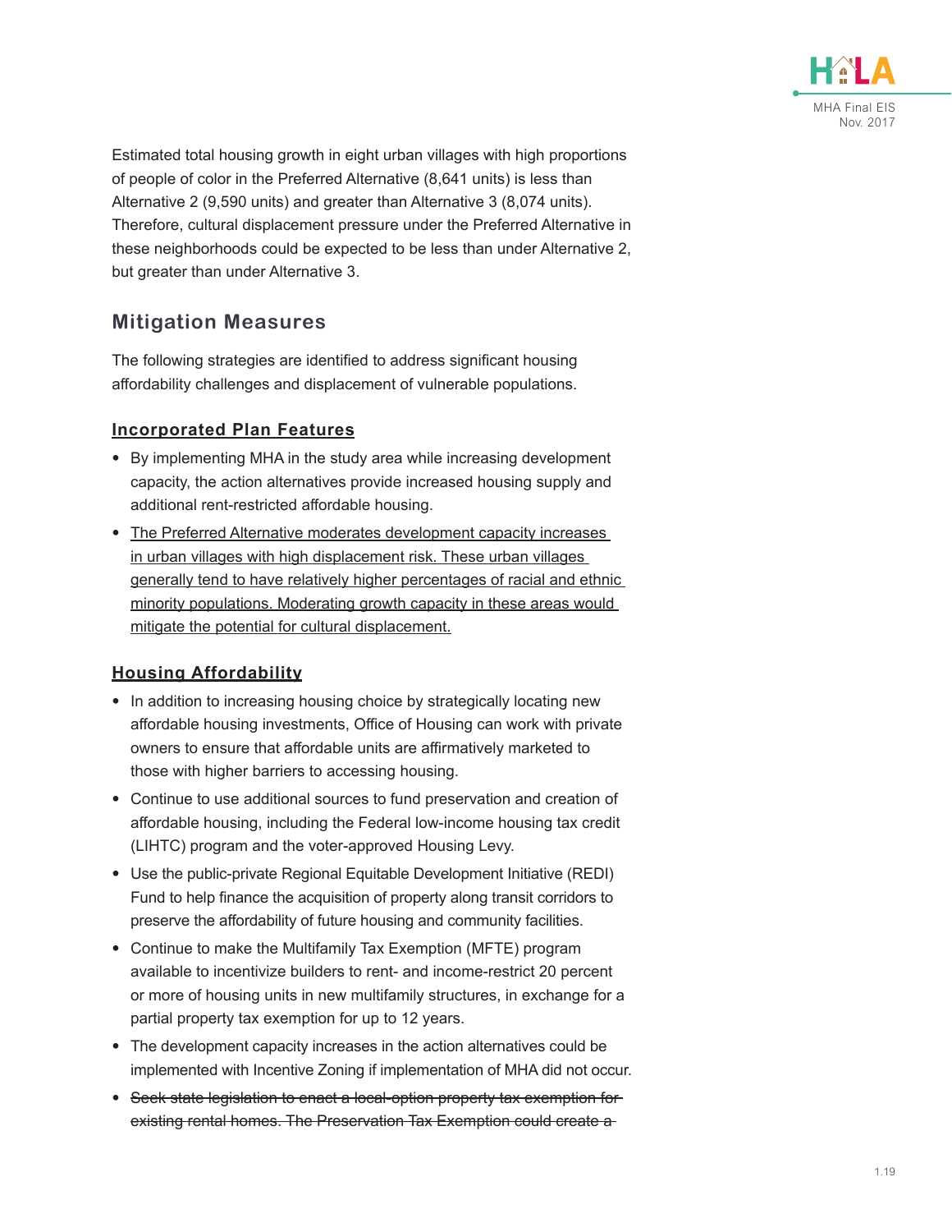Estimated total housing growth in eight urban villages with high proportions of people of color in the Preferred Alternative (8,641 units) is less than Alternative 2 (9,590 units) and greater than Alternative 3 (8,074 units). Therefore, cultural displacement pressure under the Preferred Alternative in these neighborhoods could be expected to be less than under Alternative 2, but greater than under Alternative 3.

## Mitigation Measures

The following strategies are identified to address significant housing affordability challenges and displacement of vulnerable populations.

### Incorporated Plan Features

- By implementing MHA in the study area while increasing development capacity, the action alternatives provide increased housing supply and additional rent-restricted affordable housing.
- <u>The Preferred Alternative moderates development capacity increases in urban villages with high displacement risk. These urban villages generally tend to have relatively higher percentages of racial and ethnic minority populations. Moderating growth capacity in these areas would mitigate the potential for cultural displacement.</u>

### Housing Affordability

- In addition to increasing housing choice by strategically locating new affordable housing investments, Office of Housing can work with private owners to ensure that affordable units are affirmatively marketed to those with higher barriers to accessing housing.
- Continue to use additional sources to fund preservation and creation of affordable housing, including the Federal low-income housing tax credit (LIHTC) program and the voter-approved Housing Levy.
- Use the public-private Regional Equitable Development Initiative (REDI) Fund to help finance the acquisition of property along transit corridors to preserve the affordability of future housing and community facilities.
- Continue to make the Multifamily Tax Exemption (MFTE) program available to incentivize builders to rent- and income-restrict 20 percent or more of housing units in new multifamily structures, in exchange for a partial property tax exemption for up to 12 years.
- The development capacity increases in the action alternatives could be implemented with Incentive Zoning if implementation of MHA did not occur.
- ~~Seek state legislation to enact a local-option property tax exemption for existing rental homes. The Preservation Tax Exemption could create a~~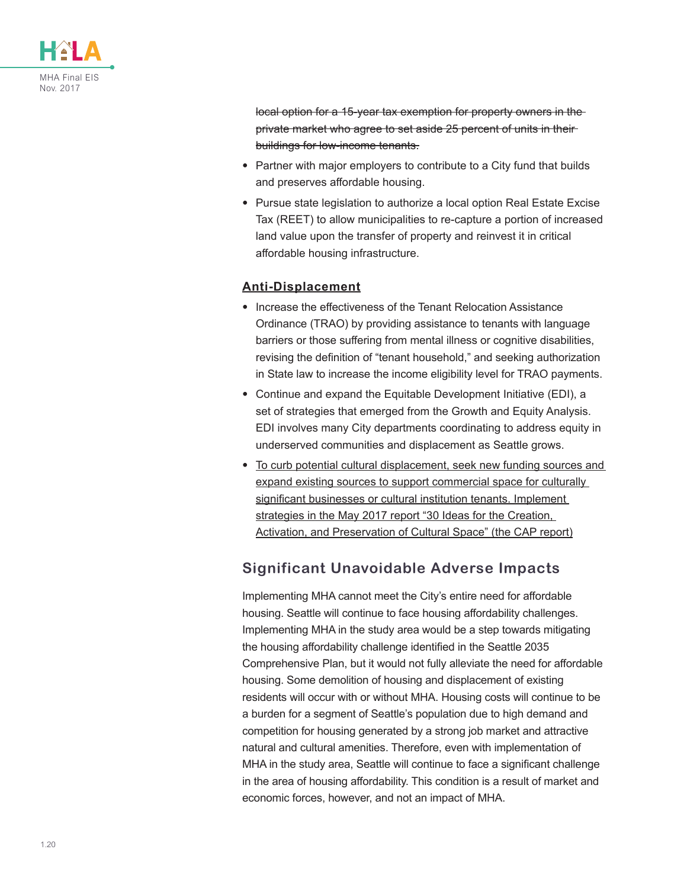~~local option for a 15-year tax exemption for property owners in the private market who agree to set aside 25 percent of units in their buildings for low-income tenants.~~

- Partner with major employers to contribute to a City fund that builds and preserves affordable housing.
- Pursue state legislation to authorize a local option Real Estate Excise Tax (REET) to allow municipalities to re-capture a portion of increased land value upon the transfer of property and reinvest it in critical affordable housing infrastructure.

### <u>Anti-Displacement</u>

- Increase the effectiveness of the Tenant Relocation Assistance Ordinance (TRAO) by providing assistance to tenants with language barriers or those suffering from mental illness or cognitive disabilities, revising the definition of "tenant household," and seeking authorization in State law to increase the income eligibility level for TRAO payments.
- Continue and expand the Equitable Development Initiative (EDI), a set of strategies that emerged from the Growth and Equity Analysis. EDI involves many City departments coordinating to address equity in underserved communities and displacement as Seattle grows.
- <u>To curb potential cultural displacement, seek new funding sources and expand existing sources to support commercial space for culturally significant businesses or cultural institution tenants. Implement strategies in the May 2017 report "30 Ideas for the Creation, Activation, and Preservation of Cultural Space" (the CAP report)</u>

## Significant Unavoidable Adverse Impacts

Implementing MHA cannot meet the City's entire need for affordable housing. Seattle will continue to face housing affordability challenges. Implementing MHA in the study area would be a step towards mitigating the housing affordability challenge identified in the Seattle 2035 Comprehensive Plan, but it would not fully alleviate the need for affordable housing. Some demolition of housing and displacement of existing residents will occur with or without MHA. Housing costs will continue to be a burden for a segment of Seattle's population due to high demand and competition for housing generated by a strong job market and attractive natural and cultural amenities. Therefore, even with implementation of MHA in the study area, Seattle will continue to face a significant challenge in the area of housing affordability. This condition is a result of market and economic forces, however, and not an impact of MHA.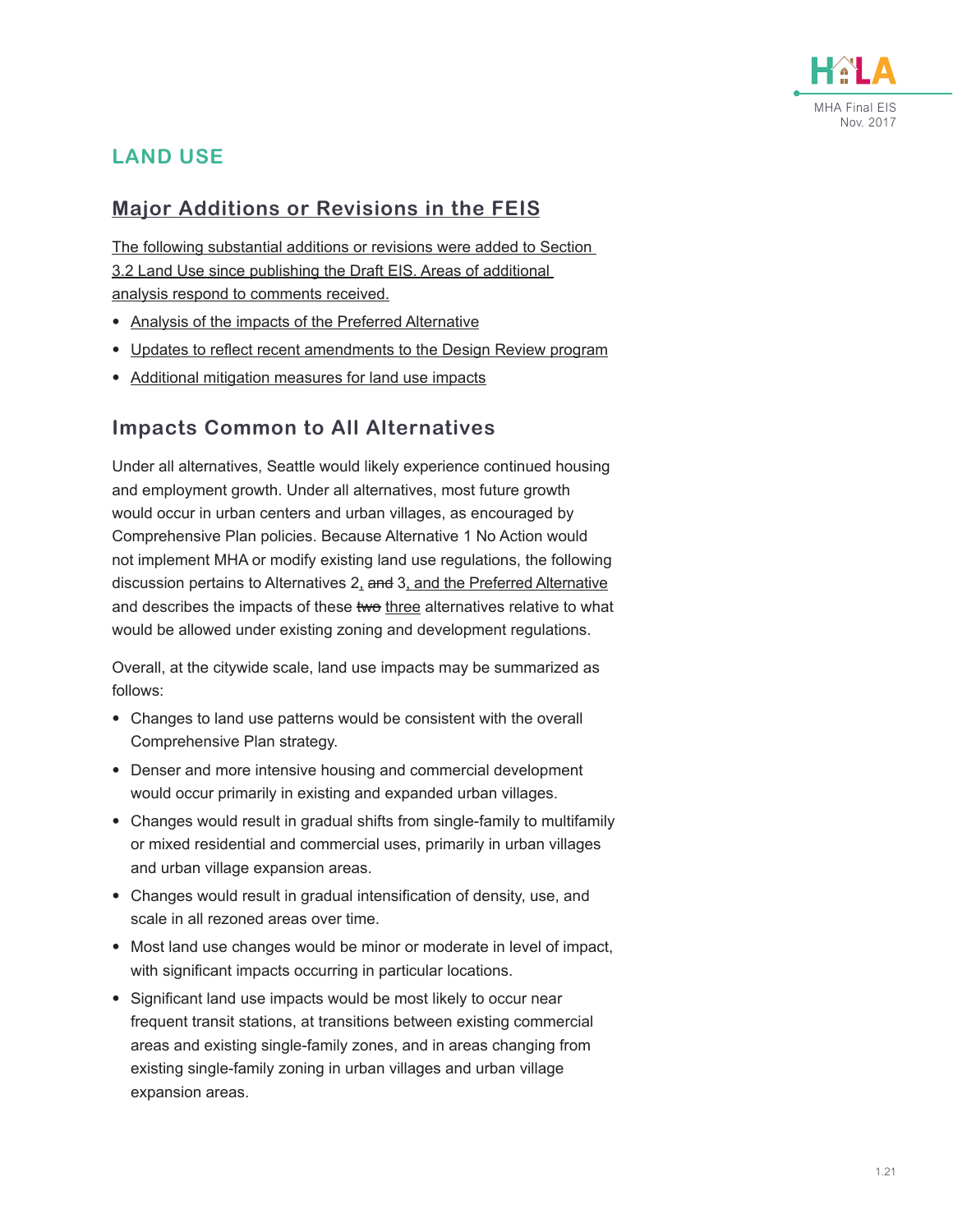## LAND USE

### Major Additions or Revisions in the FEIS

The following substantial additions or revisions were added to Section 3.2 Land Use since publishing the Draft EIS. Areas of additional analysis respond to comments received.

- Analysis of the impacts of the Preferred Alternative
- Updates to reflect recent amendments to the Design Review program
- Additional mitigation measures for land use impacts

### Impacts Common to All Alternatives

Under all alternatives, Seattle would likely experience continued housing and employment growth. Under all alternatives, most future growth would occur in urban centers and urban villages, as encouraged by Comprehensive Plan policies. Because Alternative 1 No Action would not implement MHA or modify existing land use regulations, the following discussion pertains to Alternatives 2, ~~and~~ 3, and the Preferred Alternative and describes the impacts of these ~~two~~ three alternatives relative to what would be allowed under existing zoning and development regulations.

Overall, at the citywide scale, land use impacts may be summarized as follows:

- Changes to land use patterns would be consistent with the overall Comprehensive Plan strategy.
- Denser and more intensive housing and commercial development would occur primarily in existing and expanded urban villages.
- Changes would result in gradual shifts from single-family to multifamily or mixed residential and commercial uses, primarily in urban villages and urban village expansion areas.
- Changes would result in gradual intensification of density, use, and scale in all rezoned areas over time.
- Most land use changes would be minor or moderate in level of impact, with significant impacts occurring in particular locations.
- Significant land use impacts would be most likely to occur near frequent transit stations, at transitions between existing commercial areas and existing single-family zones, and in areas changing from existing single-family zoning in urban villages and urban village expansion areas.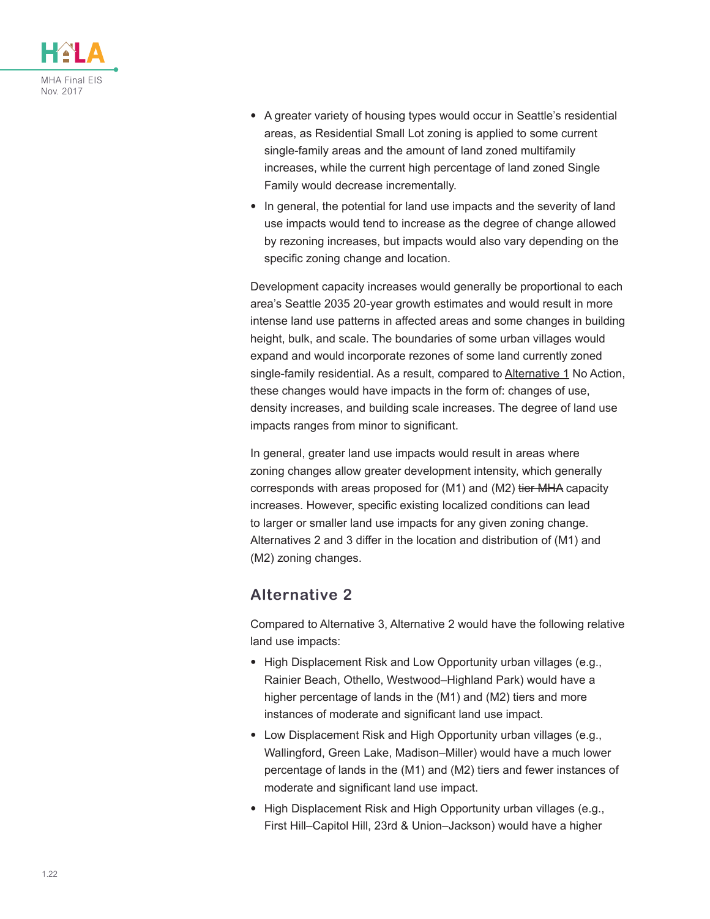- A greater variety of housing types would occur in Seattle's residential areas, as Residential Small Lot zoning is applied to some current single-family areas and the amount of land zoned multifamily increases, while the current high percentage of land zoned Single Family would decrease incrementally.
- In general, the potential for land use impacts and the severity of land use impacts would tend to increase as the degree of change allowed by rezoning increases, but impacts would also vary depending on the specific zoning change and location.

Development capacity increases would generally be proportional to each area's Seattle 2035 20-year growth estimates and would result in more intense land use patterns in affected areas and some changes in building height, bulk, and scale. The boundaries of some urban villages would expand and would incorporate rezones of some land currently zoned single-family residential. As a result, compared to Alternative 1 No Action, these changes would have impacts in the form of: changes of use, density increases, and building scale increases. The degree of land use impacts ranges from minor to significant.

In general, greater land use impacts would result in areas where zoning changes allow greater development intensity, which generally corresponds with areas proposed for (M1) and (M2) ~~tier MHA~~ capacity increases. However, specific existing localized conditions can lead to larger or smaller land use impacts for any given zoning change. Alternatives 2 and 3 differ in the location and distribution of (M1) and (M2) zoning changes.

## Alternative 2

Compared to Alternative 3, Alternative 2 would have the following relative land use impacts:

- High Displacement Risk and Low Opportunity urban villages (e.g., Rainier Beach, Othello, Westwood–Highland Park) would have a higher percentage of lands in the (M1) and (M2) tiers and more instances of moderate and significant land use impact.
- Low Displacement Risk and High Opportunity urban villages (e.g., Wallingford, Green Lake, Madison–Miller) would have a much lower percentage of lands in the (M1) and (M2) tiers and fewer instances of moderate and significant land use impact.
- High Displacement Risk and High Opportunity urban villages (e.g., First Hill–Capitol Hill, 23rd & Union–Jackson) would have a higher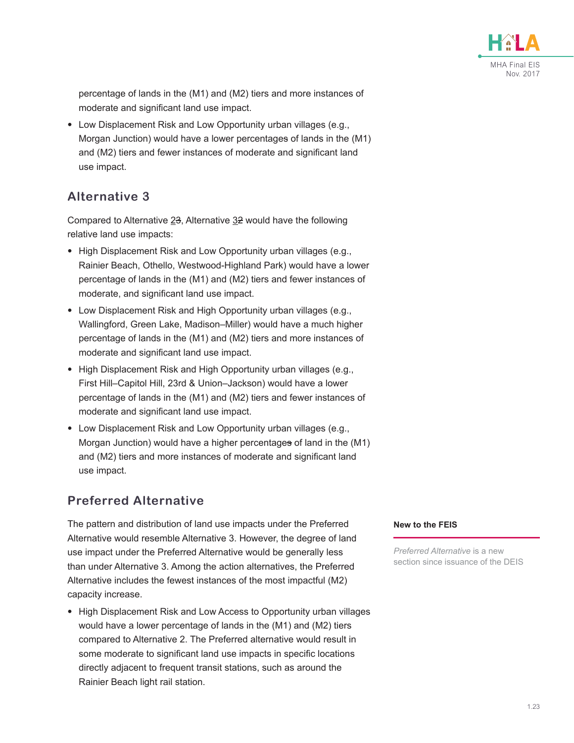percentage of lands in the (M1) and (M2) tiers and more instances of moderate and significant land use impact.

- Low Displacement Risk and Low Opportunity urban villages (e.g., Morgan Junction) would have a lower percentages of lands in the (M1) and (M2) tiers and fewer instances of moderate and significant land use impact.

## Alternative 3

Compared to Alternative 2~~3~~, Alternative 3~~2~~ would have the following relative land use impacts:

- High Displacement Risk and Low Opportunity urban villages (e.g., Rainier Beach, Othello, Westwood-Highland Park) would have a lower percentage of lands in the (M1) and (M2) tiers and fewer instances of moderate, and significant land use impact.
- Low Displacement Risk and High Opportunity urban villages (e.g., Wallingford, Green Lake, Madison–Miller) would have a much higher percentage of lands in the (M1) and (M2) tiers and more instances of moderate and significant land use impact.
- High Displacement Risk and High Opportunity urban villages (e.g., First Hill–Capitol Hill, 23rd & Union–Jackson) would have a lower percentage of lands in the (M1) and (M2) tiers and fewer instances of moderate and significant land use impact.
- Low Displacement Risk and Low Opportunity urban villages (e.g., Morgan Junction) would have a higher percentage~~s~~ of land in the (M1) and (M2) tiers and more instances of moderate and significant land use impact.

## Preferred Alternative

The pattern and distribution of land use impacts under the Preferred Alternative would resemble Alternative 3. However, the degree of land use impact under the Preferred Alternative would be generally less than under Alternative 3. Among the action alternatives, the Preferred Alternative includes the fewest instances of the most impactful (M2) capacity increase.

- High Displacement Risk and Low Access to Opportunity urban villages would have a lower percentage of lands in the (M1) and (M2) tiers compared to Alternative 2. The Preferred alternative would result in some moderate to significant land use impacts in specific locations directly adjacent to frequent transit stations, such as around the Rainier Beach light rail station.

**New to the FEIS**

*Preferred Alternative* is a new section since issuance of the DEIS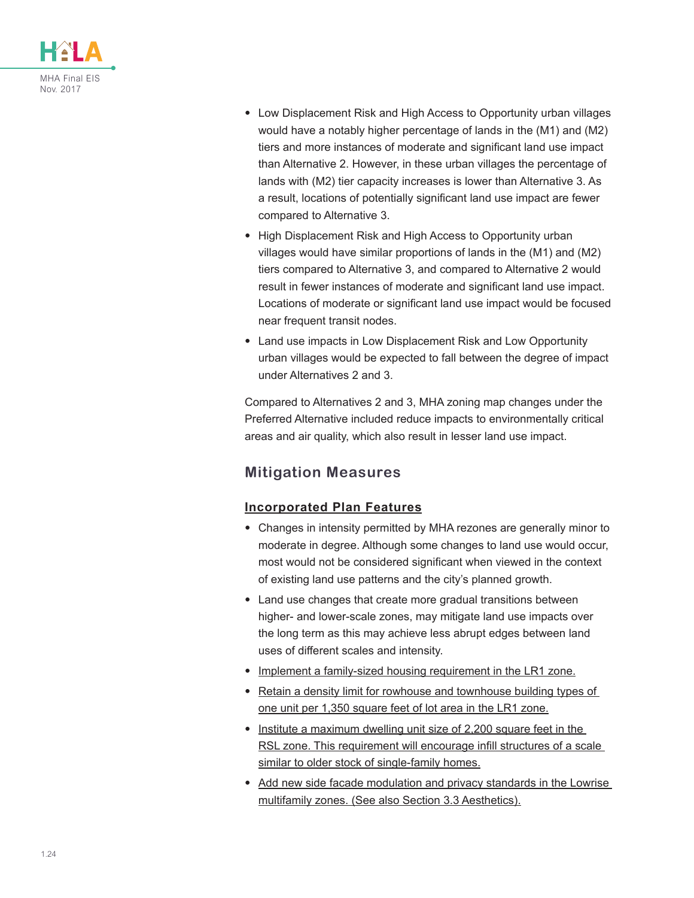- Low Displacement Risk and High Access to Opportunity urban villages would have a notably higher percentage of lands in the (M1) and (M2) tiers and more instances of moderate and significant land use impact than Alternative 2. However, in these urban villages the percentage of lands with (M2) tier capacity increases is lower than Alternative 3. As a result, locations of potentially significant land use impact are fewer compared to Alternative 3.
- High Displacement Risk and High Access to Opportunity urban villages would have similar proportions of lands in the (M1) and (M2) tiers compared to Alternative 3, and compared to Alternative 2 would result in fewer instances of moderate and significant land use impact. Locations of moderate or significant land use impact would be focused near frequent transit nodes.
- Land use impacts in Low Displacement Risk and Low Opportunity urban villages would be expected to fall between the degree of impact under Alternatives 2 and 3.

Compared to Alternatives 2 and 3, MHA zoning map changes under the Preferred Alternative included reduce impacts to environmentally critical areas and air quality, which also result in lesser land use impact.

## Mitigation Measures

### Incorporated Plan Features

- Changes in intensity permitted by MHA rezones are generally minor to moderate in degree. Although some changes to land use would occur, most would not be considered significant when viewed in the context of existing land use patterns and the city's planned growth.
- Land use changes that create more gradual transitions between higher- and lower-scale zones, may mitigate land use impacts over the long term as this may achieve less abrupt edges between land uses of different scales and intensity.
- Implement a family-sized housing requirement in the LR1 zone.
- Retain a density limit for rowhouse and townhouse building types of one unit per 1,350 square feet of lot area in the LR1 zone.
- Institute a maximum dwelling unit size of 2,200 square feet in the RSL zone. This requirement will encourage infill structures of a scale similar to older stock of single-family homes.
- Add new side facade modulation and privacy standards in the Lowrise multifamily zones. (See also Section 3.3 Aesthetics).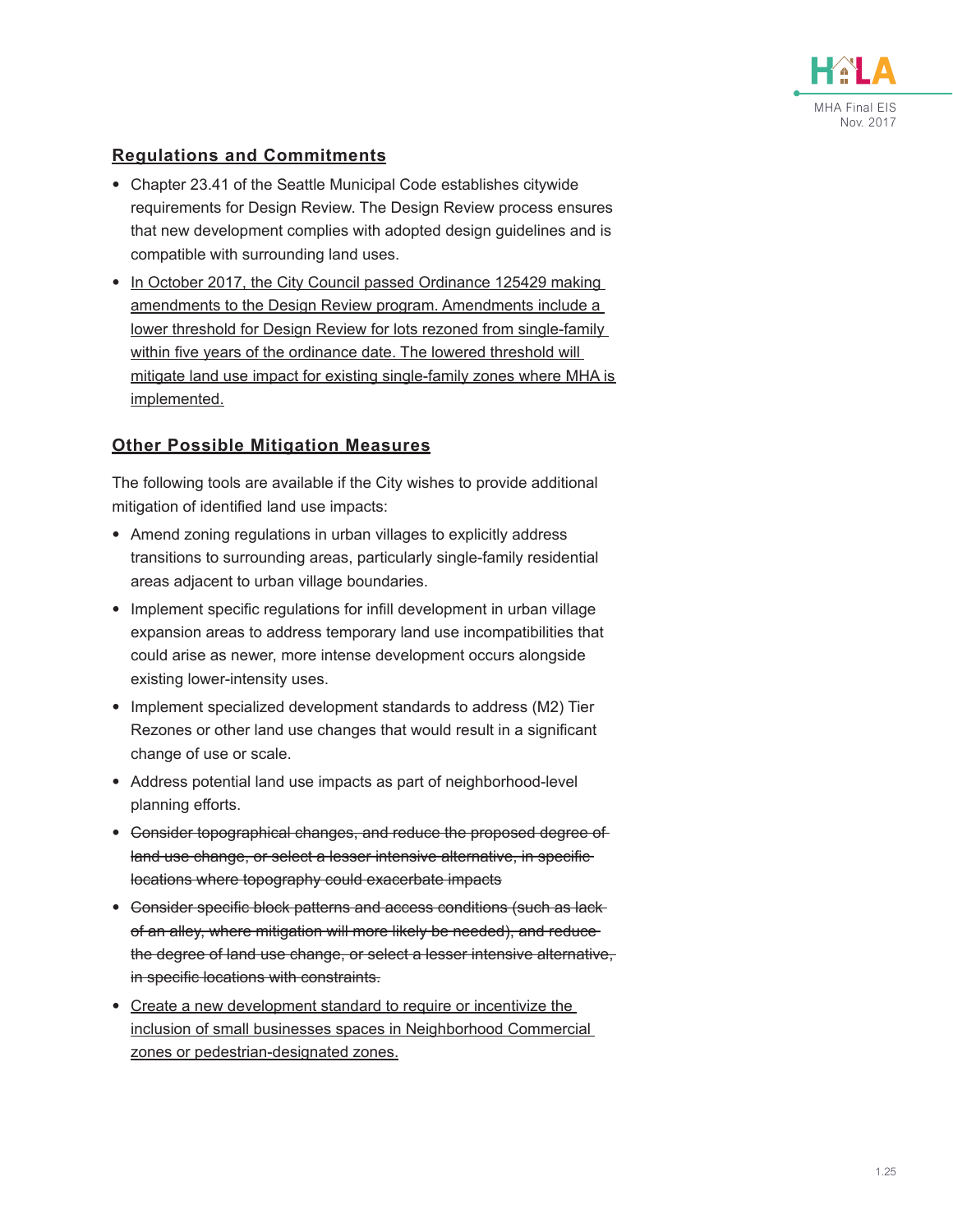## Regulations and Commitments

- Chapter 23.41 of the Seattle Municipal Code establishes citywide requirements for Design Review. The Design Review process ensures that new development complies with adopted design guidelines and is compatible with surrounding land uses.
- <u>In October 2017, the City Council passed Ordinance 125429 making amendments to the Design Review program. Amendments include a lower threshold for Design Review for lots rezoned from single-family within five years of the ordinance date. The lowered threshold will mitigate land use impact for existing single-family zones where MHA is implemented.</u>

## Other Possible Mitigation Measures

The following tools are available if the City wishes to provide additional mitigation of identified land use impacts:

- Amend zoning regulations in urban villages to explicitly address transitions to surrounding areas, particularly single-family residential areas adjacent to urban village boundaries.
- Implement specific regulations for infill development in urban village expansion areas to address temporary land use incompatibilities that could arise as newer, more intense development occurs alongside existing lower-intensity uses.
- Implement specialized development standards to address (M2) Tier Rezones or other land use changes that would result in a significant change of use or scale.
- Address potential land use impacts as part of neighborhood-level planning efforts.
- ~~Consider topographical changes, and reduce the proposed degree of land use change, or select a lesser intensive alternative, in specific locations where topography could exacerbate impacts~~
- ~~Consider specific block patterns and access conditions (such as lack of an alley, where mitigation will more likely be needed), and reduce the degree of land use change, or select a lesser intensive alternative, in specific locations with constraints.~~
- <u>Create a new development standard to require or incentivize the inclusion of small businesses spaces in Neighborhood Commercial zones or pedestrian-designated zones.</u>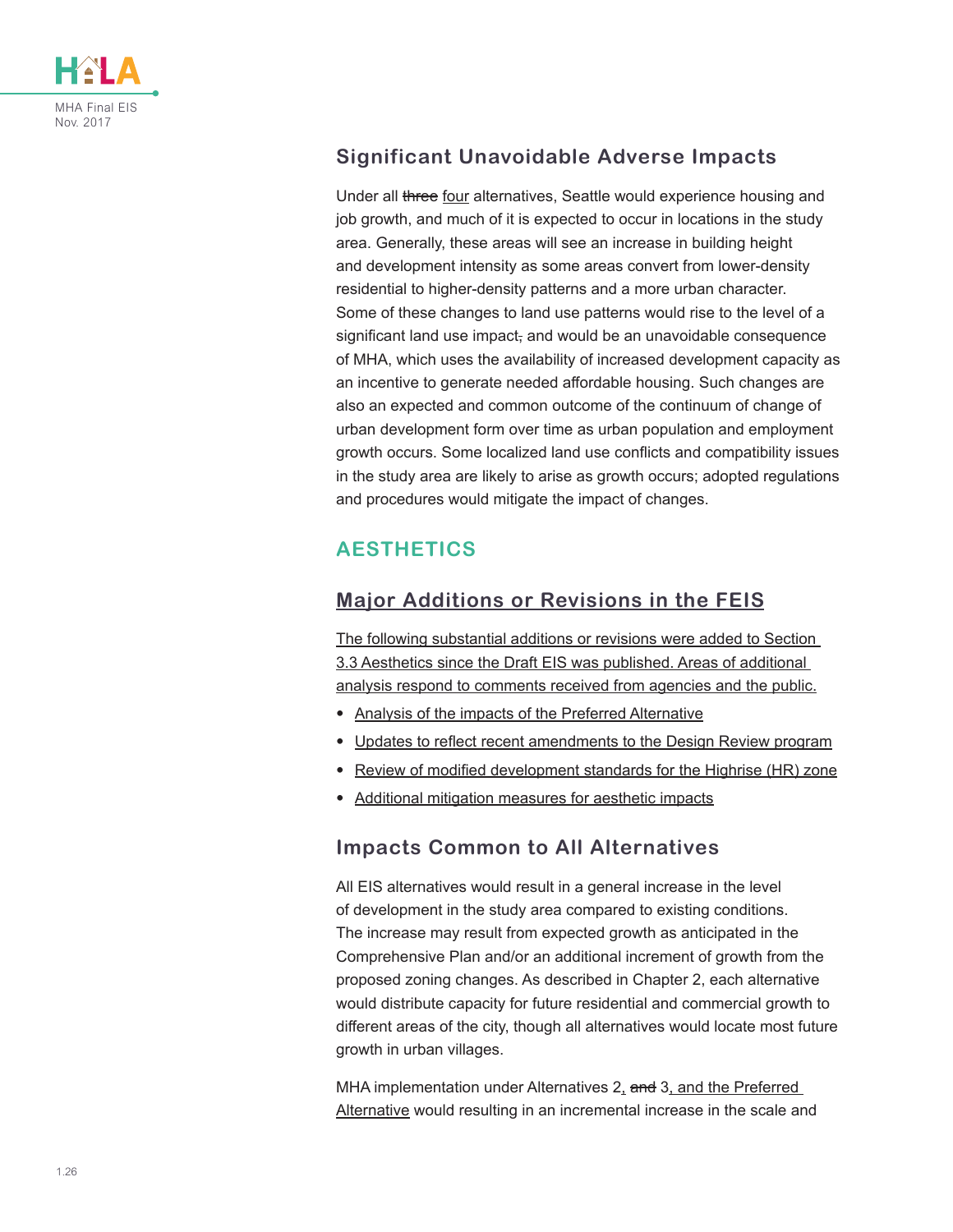### Significant Unavoidable Adverse Impacts

Under all ~~three~~ four alternatives, Seattle would experience housing and job growth, and much of it is expected to occur in locations in the study area. Generally, these areas will see an increase in building height and development intensity as some areas convert from lower-density residential to higher-density patterns and a more urban character. Some of these changes to land use patterns would rise to the level of a significant land use impact~~,~~ and would be an unavoidable consequence of MHA, which uses the availability of increased development capacity as an incentive to generate needed affordable housing. Such changes are also an expected and common outcome of the continuum of change of urban development form over time as urban population and employment growth occurs. Some localized land use conflicts and compatibility issues in the study area are likely to arise as growth occurs; adopted regulations and procedures would mitigate the impact of changes.

## AESTHETICS

### Major Additions or Revisions in the FEIS

The following substantial additions or revisions were added to Section 3.3 Aesthetics since the Draft EIS was published. Areas of additional analysis respond to comments received from agencies and the public.

- Analysis of the impacts of the Preferred Alternative
- Updates to reflect recent amendments to the Design Review program
- Review of modified development standards for the Highrise (HR) zone
- Additional mitigation measures for aesthetic impacts

### Impacts Common to All Alternatives

All EIS alternatives would result in a general increase in the level of development in the study area compared to existing conditions. The increase may result from expected growth as anticipated in the Comprehensive Plan and/or an additional increment of growth from the proposed zoning changes. As described in Chapter 2, each alternative would distribute capacity for future residential and commercial growth to different areas of the city, though all alternatives would locate most future growth in urban villages.

MHA implementation under Alternatives 2, ~~and~~ 3, and the Preferred Alternative would resulting in an incremental increase in the scale and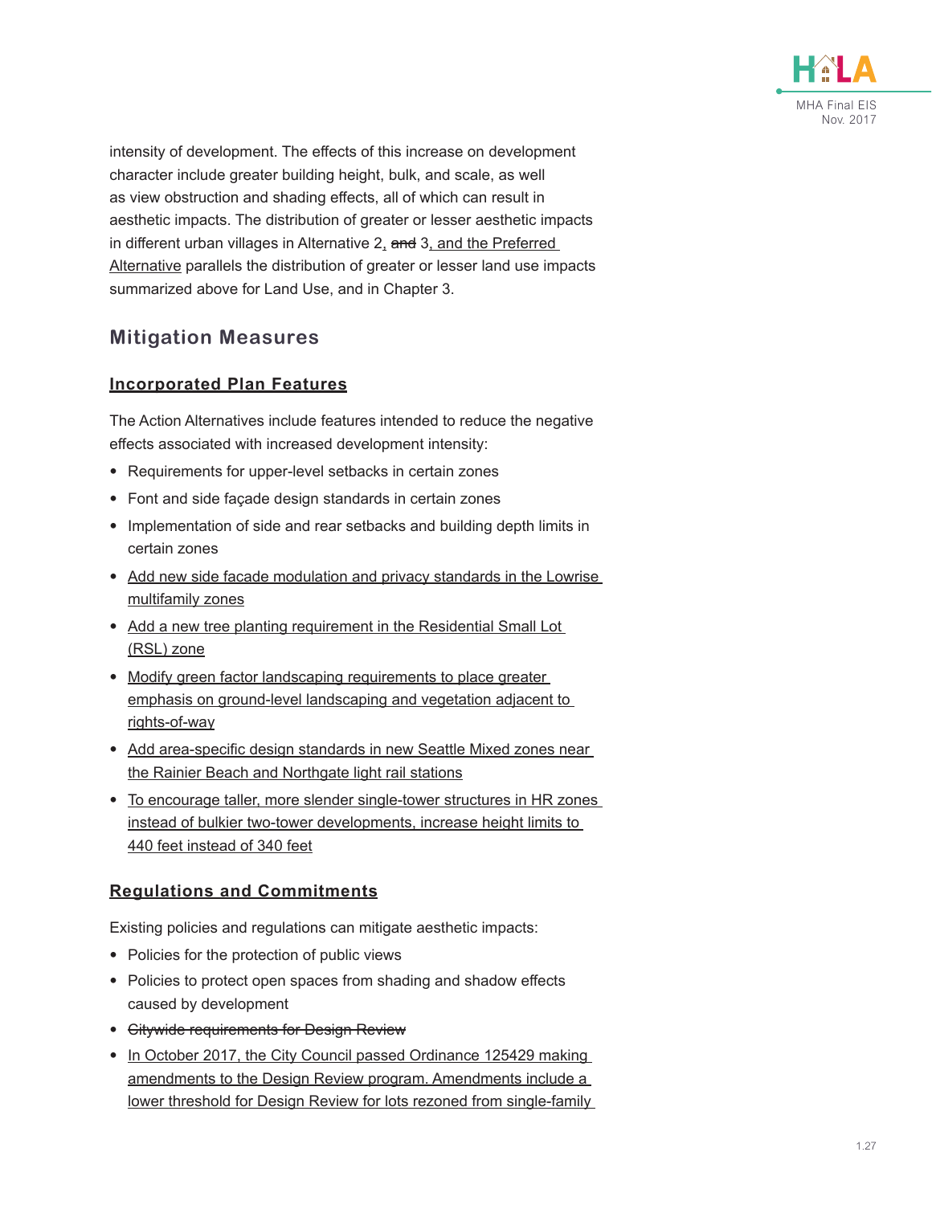intensity of development. The effects of this increase on development character include greater building height, bulk, and scale, as well as view obstruction and shading effects, all of which can result in aesthetic impacts. The distribution of greater or lesser aesthetic impacts in different urban villages in Alternative 2, ~~and~~ 3, and the Preferred Alternative parallels the distribution of greater or lesser land use impacts summarized above for Land Use, and in Chapter 3.

## Mitigation Measures

### Incorporated Plan Features

The Action Alternatives include features intended to reduce the negative effects associated with increased development intensity:

- Requirements for upper-level setbacks in certain zones
- Font and side façade design standards in certain zones
- Implementation of side and rear setbacks and building depth limits in certain zones
- Add new side facade modulation and privacy standards in the Lowrise multifamily zones
- Add a new tree planting requirement in the Residential Small Lot (RSL) zone
- Modify green factor landscaping requirements to place greater emphasis on ground-level landscaping and vegetation adjacent to rights-of-way
- Add area-specific design standards in new Seattle Mixed zones near the Rainier Beach and Northgate light rail stations
- To encourage taller, more slender single-tower structures in HR zones instead of bulkier two-tower developments, increase height limits to 440 feet instead of 340 feet

### Regulations and Commitments

Existing policies and regulations can mitigate aesthetic impacts:

- Policies for the protection of public views
- Policies to protect open spaces from shading and shadow effects caused by development
- ~~Citywide requirements for Design Review~~
- In October 2017, the City Council passed Ordinance 125429 making amendments to the Design Review program. Amendments include a lower threshold for Design Review for lots rezoned from single-family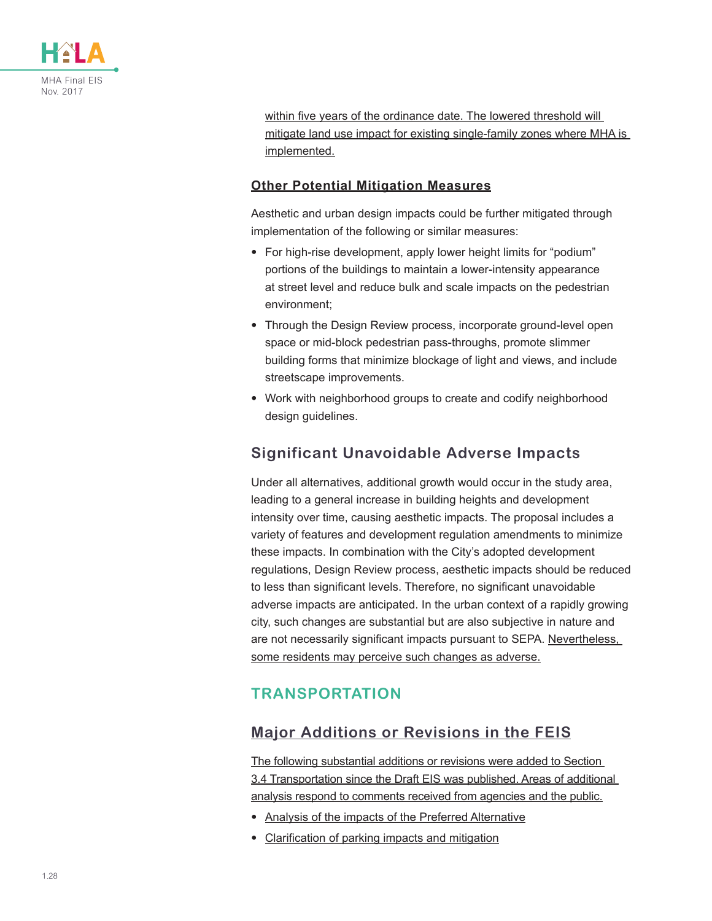within five years of the ordinance date. The lowered threshold will mitigate land use impact for existing single-family zones where MHA is implemented.

### Other Potential Mitigation Measures

Aesthetic and urban design impacts could be further mitigated through implementation of the following or similar measures:

- For high-rise development, apply lower height limits for "podium" portions of the buildings to maintain a lower-intensity appearance at street level and reduce bulk and scale impacts on the pedestrian environment;
- Through the Design Review process, incorporate ground-level open space or mid-block pedestrian pass-throughs, promote slimmer building forms that minimize blockage of light and views, and include streetscape improvements.
- Work with neighborhood groups to create and codify neighborhood design guidelines.

## Significant Unavoidable Adverse Impacts

Under all alternatives, additional growth would occur in the study area, leading to a general increase in building heights and development intensity over time, causing aesthetic impacts. The proposal includes a variety of features and development regulation amendments to minimize these impacts. In combination with the City's adopted development regulations, Design Review process, aesthetic impacts should be reduced to less than significant levels. Therefore, no significant unavoidable adverse impacts are anticipated. In the urban context of a rapidly growing city, such changes are substantial but are also subjective in nature and are not necessarily significant impacts pursuant to SEPA. Nevertheless, some residents may perceive such changes as adverse.

# TRANSPORTATION

## Major Additions or Revisions in the FEIS

The following substantial additions or revisions were added to Section 3.4 Transportation since the Draft EIS was published. Areas of additional analysis respond to comments received from agencies and the public.

- Analysis of the impacts of the Preferred Alternative
- Clarification of parking impacts and mitigation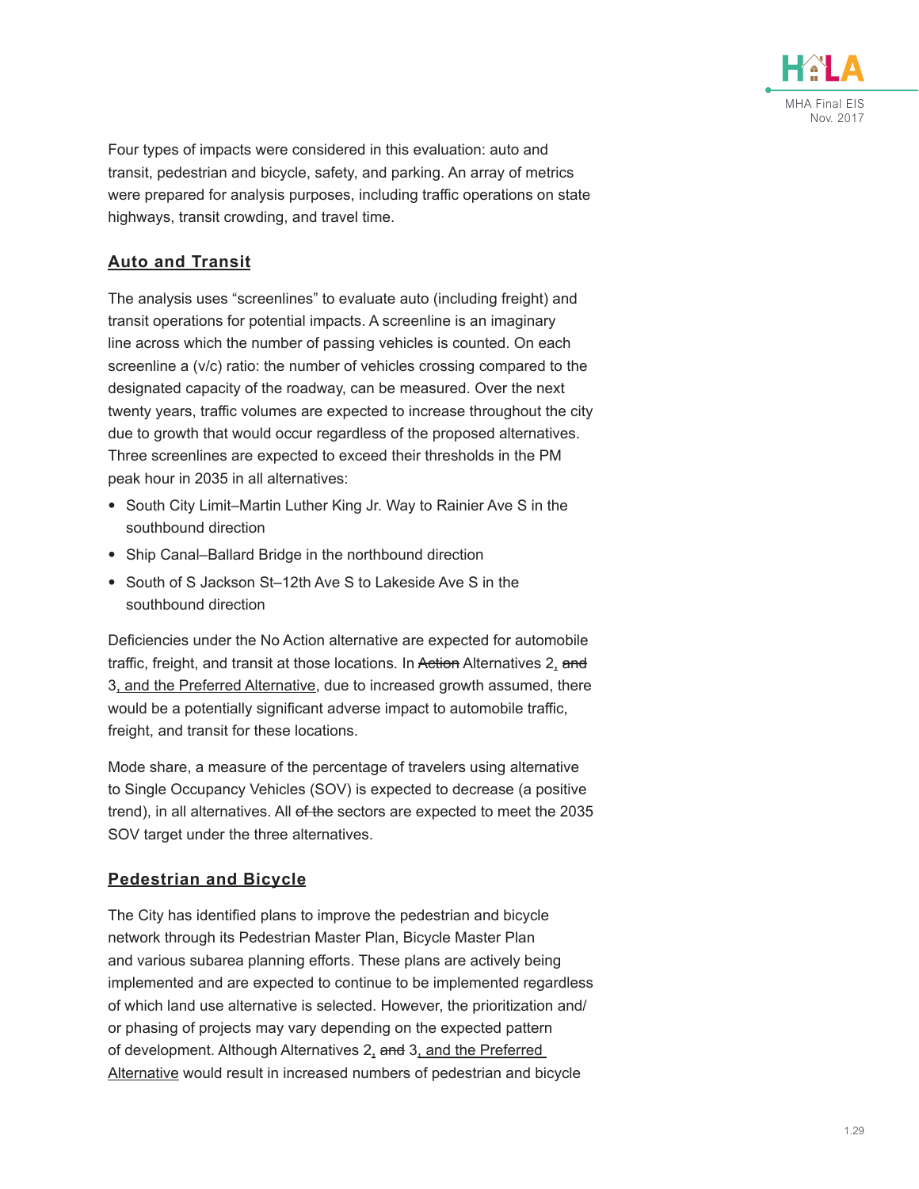Four types of impacts were considered in this evaluation: auto and transit, pedestrian and bicycle, safety, and parking. An array of metrics were prepared for analysis purposes, including traffic operations on state highways, transit crowding, and travel time.

## Auto and Transit

The analysis uses "screenlines" to evaluate auto (including freight) and transit operations for potential impacts. A screenline is an imaginary line across which the number of passing vehicles is counted. On each screenline a (v/c) ratio: the number of vehicles crossing compared to the designated capacity of the roadway, can be measured. Over the next twenty years, traffic volumes are expected to increase throughout the city due to growth that would occur regardless of the proposed alternatives. Three screenlines are expected to exceed their thresholds in the PM peak hour in 2035 in all alternatives:

- South City Limit–Martin Luther King Jr. Way to Rainier Ave S in the southbound direction
- Ship Canal–Ballard Bridge in the northbound direction
- South of S Jackson St–12th Ave S to Lakeside Ave S in the southbound direction

Deficiencies under the No Action alternative are expected for automobile traffic, freight, and transit at those locations. In ~~Action~~ Alternatives 2, ~~and~~ 3, and the Preferred Alternative, due to increased growth assumed, there would be a potentially significant adverse impact to automobile traffic, freight, and transit for these locations.

Mode share, a measure of the percentage of travelers using alternative to Single Occupancy Vehicles (SOV) is expected to decrease (a positive trend), in all alternatives. All ~~of the~~ sectors are expected to meet the 2035 SOV target under the three alternatives.

## Pedestrian and Bicycle

The City has identified plans to improve the pedestrian and bicycle network through its Pedestrian Master Plan, Bicycle Master Plan and various subarea planning efforts. These plans are actively being implemented and are expected to continue to be implemented regardless of which land use alternative is selected. However, the prioritization and/or phasing of projects may vary depending on the expected pattern of development. Although Alternatives 2, ~~and~~ 3, and the Preferred Alternative would result in increased numbers of pedestrian and bicycle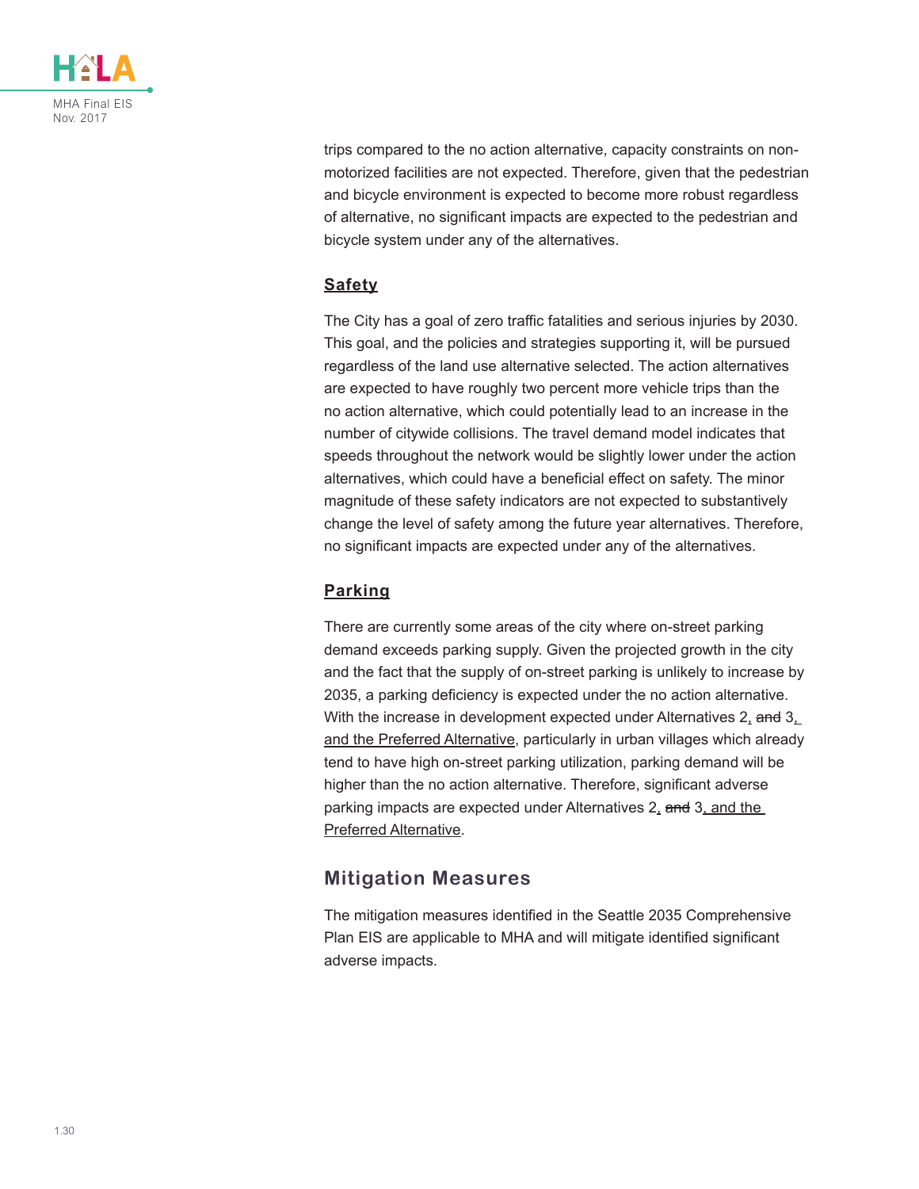trips compared to the no action alternative, capacity constraints on non-motorized facilities are not expected. Therefore, given that the pedestrian and bicycle environment is expected to become more robust regardless of alternative, no significant impacts are expected to the pedestrian and bicycle system under any of the alternatives.

### Safety

The City has a goal of zero traffic fatalities and serious injuries by 2030. This goal, and the policies and strategies supporting it, will be pursued regardless of the land use alternative selected. The action alternatives are expected to have roughly two percent more vehicle trips than the no action alternative, which could potentially lead to an increase in the number of citywide collisions. The travel demand model indicates that speeds throughout the network would be slightly lower under the action alternatives, which could have a beneficial effect on safety. The minor magnitude of these safety indicators are not expected to substantively change the level of safety among the future year alternatives. Therefore, no significant impacts are expected under any of the alternatives.

### Parking

There are currently some areas of the city where on-street parking demand exceeds parking supply. Given the projected growth in the city and the fact that the supply of on-street parking is unlikely to increase by 2035, a parking deficiency is expected under the no action alternative. With the increase in development expected under Alternatives 2, ~~and~~ 3, and the Preferred Alternative, particularly in urban villages which already tend to have high on-street parking utilization, parking demand will be higher than the no action alternative. Therefore, significant adverse parking impacts are expected under Alternatives 2, ~~and~~ 3, and the Preferred Alternative.

## Mitigation Measures

The mitigation measures identified in the Seattle 2035 Comprehensive Plan EIS are applicable to MHA and will mitigate identified significant adverse impacts.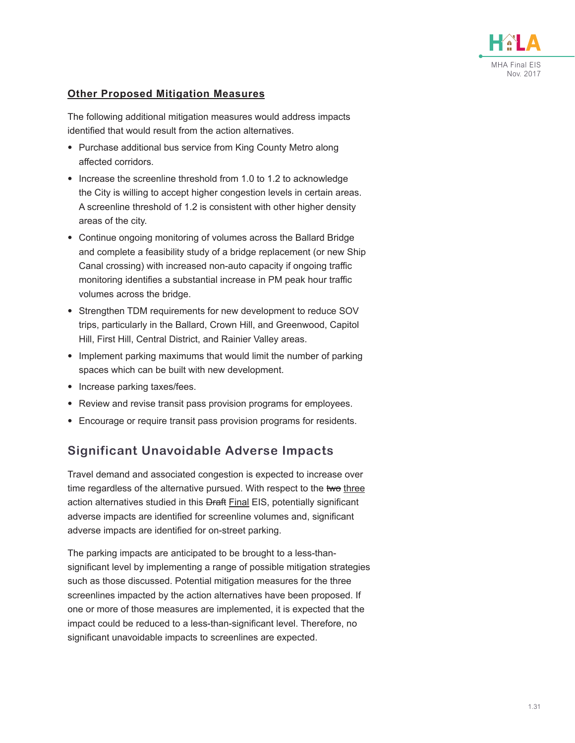### Other Proposed Mitigation Measures

The following additional mitigation measures would address impacts identified that would result from the action alternatives.

- Purchase additional bus service from King County Metro along affected corridors.
- Increase the screenline threshold from 1.0 to 1.2 to acknowledge the City is willing to accept higher congestion levels in certain areas. A screenline threshold of 1.2 is consistent with other higher density areas of the city.
- Continue ongoing monitoring of volumes across the Ballard Bridge and complete a feasibility study of a bridge replacement (or new Ship Canal crossing) with increased non-auto capacity if ongoing traffic monitoring identifies a substantial increase in PM peak hour traffic volumes across the bridge.
- Strengthen TDM requirements for new development to reduce SOV trips, particularly in the Ballard, Crown Hill, and Greenwood, Capitol Hill, First Hill, Central District, and Rainier Valley areas.
- Implement parking maximums that would limit the number of parking spaces which can be built with new development.
- Increase parking taxes/fees.
- Review and revise transit pass provision programs for employees.
- Encourage or require transit pass provision programs for residents.

## Significant Unavoidable Adverse Impacts

Travel demand and associated congestion is expected to increase over time regardless of the alternative pursued. With respect to the ~~two~~ three action alternatives studied in this ~~Draft~~ Final EIS, potentially significant adverse impacts are identified for screenline volumes and, significant adverse impacts are identified for on-street parking.

The parking impacts are anticipated to be brought to a less-than-significant level by implementing a range of possible mitigation strategies such as those discussed. Potential mitigation measures for the three screenlines impacted by the action alternatives have been proposed. If one or more of those measures are implemented, it is expected that the impact could be reduced to a less-than-significant level. Therefore, no significant unavoidable impacts to screenlines are expected.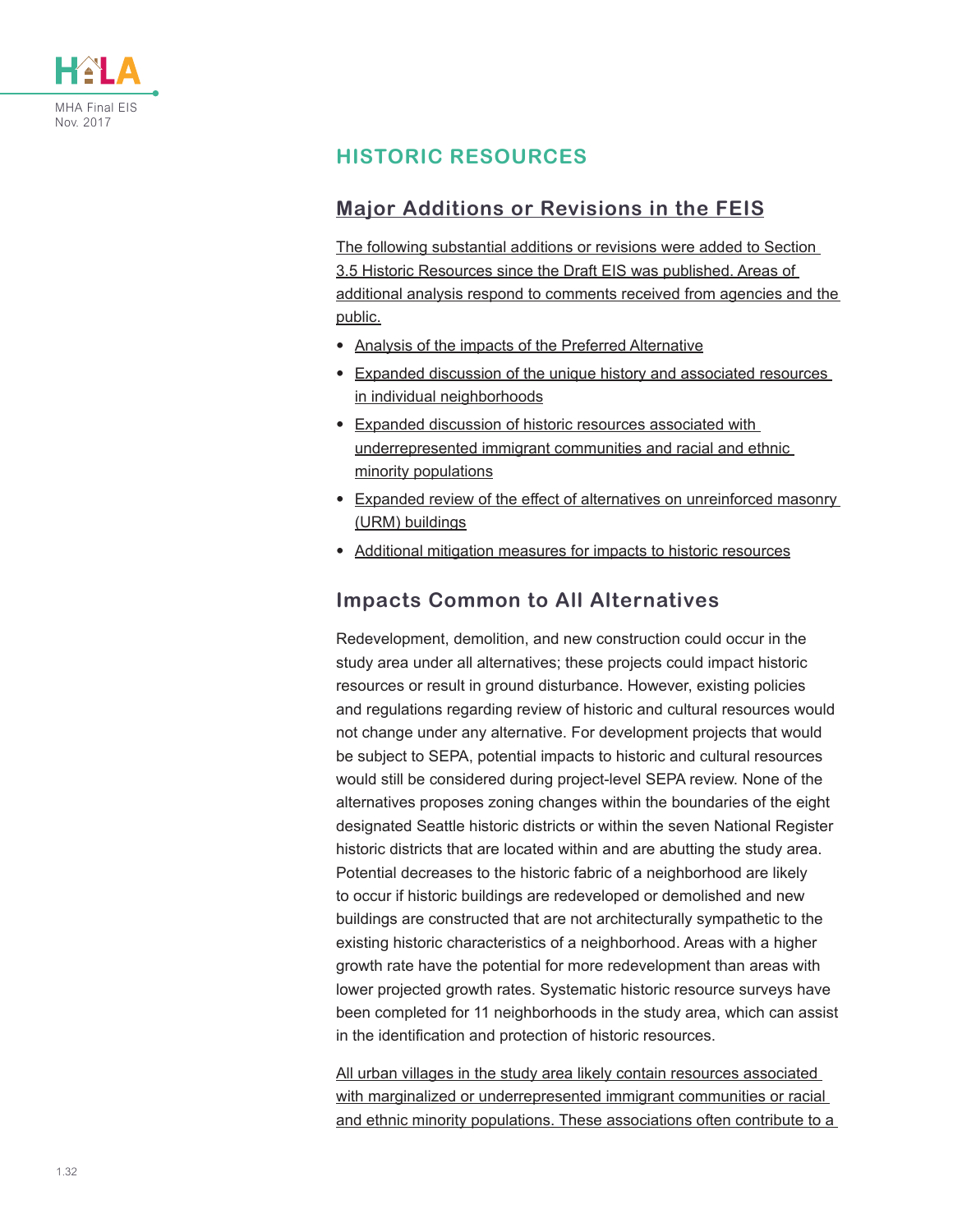## HISTORIC RESOURCES

### Major Additions or Revisions in the FEIS

The following substantial additions or revisions were added to Section 3.5 Historic Resources since the Draft EIS was published. Areas of additional analysis respond to comments received from agencies and the public.

- Analysis of the impacts of the Preferred Alternative
- Expanded discussion of the unique history and associated resources in individual neighborhoods
- Expanded discussion of historic resources associated with underrepresented immigrant communities and racial and ethnic minority populations
- Expanded review of the effect of alternatives on unreinforced masonry (URM) buildings
- Additional mitigation measures for impacts to historic resources

### Impacts Common to All Alternatives

Redevelopment, demolition, and new construction could occur in the study area under all alternatives; these projects could impact historic resources or result in ground disturbance. However, existing policies and regulations regarding review of historic and cultural resources would not change under any alternative. For development projects that would be subject to SEPA, potential impacts to historic and cultural resources would still be considered during project-level SEPA review. None of the alternatives proposes zoning changes within the boundaries of the eight designated Seattle historic districts or within the seven National Register historic districts that are located within and are abutting the study area. Potential decreases to the historic fabric of a neighborhood are likely to occur if historic buildings are redeveloped or demolished and new buildings are constructed that are not architecturally sympathetic to the existing historic characteristics of a neighborhood. Areas with a higher growth rate have the potential for more redevelopment than areas with lower projected growth rates. Systematic historic resource surveys have been completed for 11 neighborhoods in the study area, which can assist in the identification and protection of historic resources.

All urban villages in the study area likely contain resources associated with marginalized or underrepresented immigrant communities or racial and ethnic minority populations. These associations often contribute to a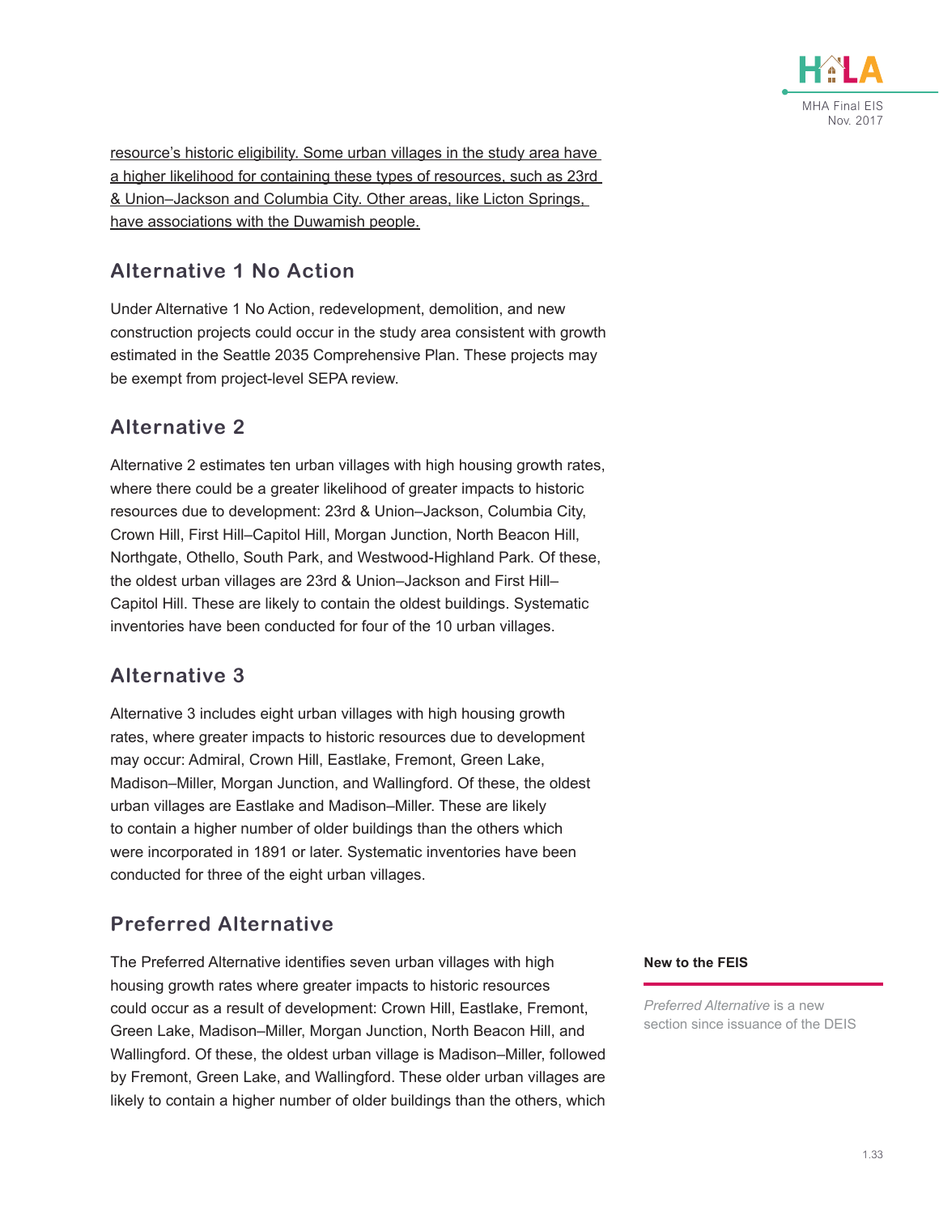resource's historic eligibility. Some urban villages in the study area have a higher likelihood for containing these types of resources, such as 23rd & Union–Jackson and Columbia City. Other areas, like Licton Springs, have associations with the Duwamish people.

## Alternative 1 No Action

Under Alternative 1 No Action, redevelopment, demolition, and new construction projects could occur in the study area consistent with growth estimated in the Seattle 2035 Comprehensive Plan. These projects may be exempt from project-level SEPA review.

## Alternative 2

Alternative 2 estimates ten urban villages with high housing growth rates, where there could be a greater likelihood of greater impacts to historic resources due to development: 23rd & Union–Jackson, Columbia City, Crown Hill, First Hill–Capitol Hill, Morgan Junction, North Beacon Hill, Northgate, Othello, South Park, and Westwood-Highland Park. Of these, the oldest urban villages are 23rd & Union–Jackson and First Hill–Capitol Hill. These are likely to contain the oldest buildings. Systematic inventories have been conducted for four of the 10 urban villages.

## Alternative 3

Alternative 3 includes eight urban villages with high housing growth rates, where greater impacts to historic resources due to development may occur: Admiral, Crown Hill, Eastlake, Fremont, Green Lake, Madison–Miller, Morgan Junction, and Wallingford. Of these, the oldest urban villages are Eastlake and Madison–Miller. These are likely to contain a higher number of older buildings than the others which were incorporated in 1891 or later. Systematic inventories have been conducted for three of the eight urban villages.

## Preferred Alternative

The Preferred Alternative identifies seven urban villages with high housing growth rates where greater impacts to historic resources could occur as a result of development: Crown Hill, Eastlake, Fremont, Green Lake, Madison–Miller, Morgan Junction, North Beacon Hill, and Wallingford. Of these, the oldest urban village is Madison–Miller, followed by Fremont, Green Lake, and Wallingford. These older urban villages are likely to contain a higher number of older buildings than the others, which

**New to the FEIS**

*Preferred Alternative* is a new section since issuance of the DEIS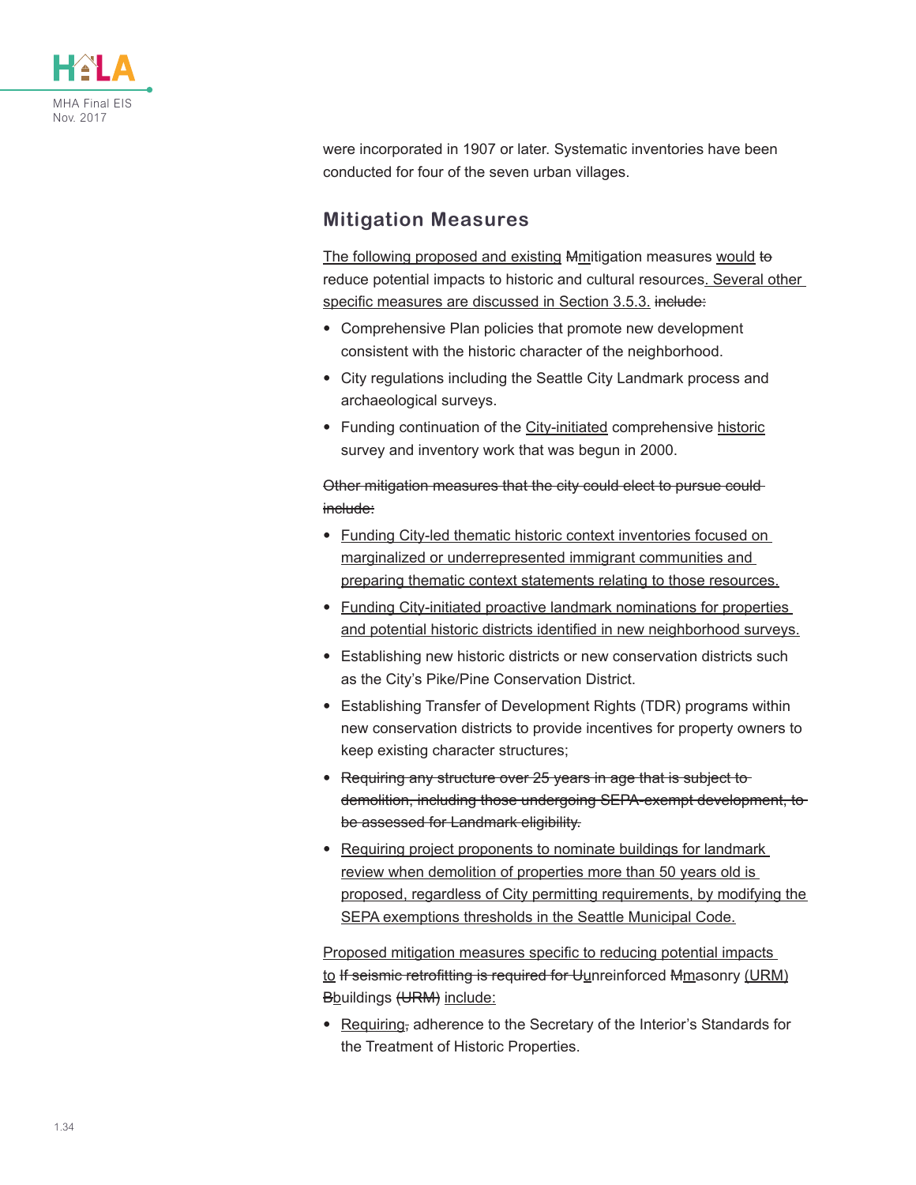were incorporated in 1907 or later. Systematic inventories have been conducted for four of the seven urban villages.

## Mitigation Measures

The following proposed and existing ~~M~~mitigation measures would ~~to~~ reduce potential impacts to historic and cultural resources. Several other specific measures are discussed in Section 3.5.3. ~~include:~~

- Comprehensive Plan policies that promote new development consistent with the historic character of the neighborhood.
- City regulations including the Seattle City Landmark process and archaeological surveys.
- Funding continuation of the City-initiated comprehensive historic survey and inventory work that was begun in 2000.

~~Other mitigation measures that the city could elect to pursue could include:~~

- Funding City-led thematic historic context inventories focused on marginalized or underrepresented immigrant communities and preparing thematic context statements relating to those resources.
- Funding City-initiated proactive landmark nominations for properties and potential historic districts identified in new neighborhood surveys.
- Establishing new historic districts or new conservation districts such as the City's Pike/Pine Conservation District.
- Establishing Transfer of Development Rights (TDR) programs within new conservation districts to provide incentives for property owners to keep existing character structures;
- ~~Requiring any structure over 25 years in age that is subject to demolition, including those undergoing SEPA-exempt development, to be assessed for Landmark eligibility.~~
- Requiring project proponents to nominate buildings for landmark review when demolition of properties more than 50 years old is proposed, regardless of City permitting requirements, by modifying the SEPA exemptions thresholds in the Seattle Municipal Code.

Proposed mitigation measures specific to reducing potential impacts to ~~If seismic retrofitting is required for U~~unreinforced ~~M~~masonry (URM) ~~B~~buildings ~~(URM)~~ include:

- Requiring~~,~~ adherence to the Secretary of the Interior's Standards for the Treatment of Historic Properties.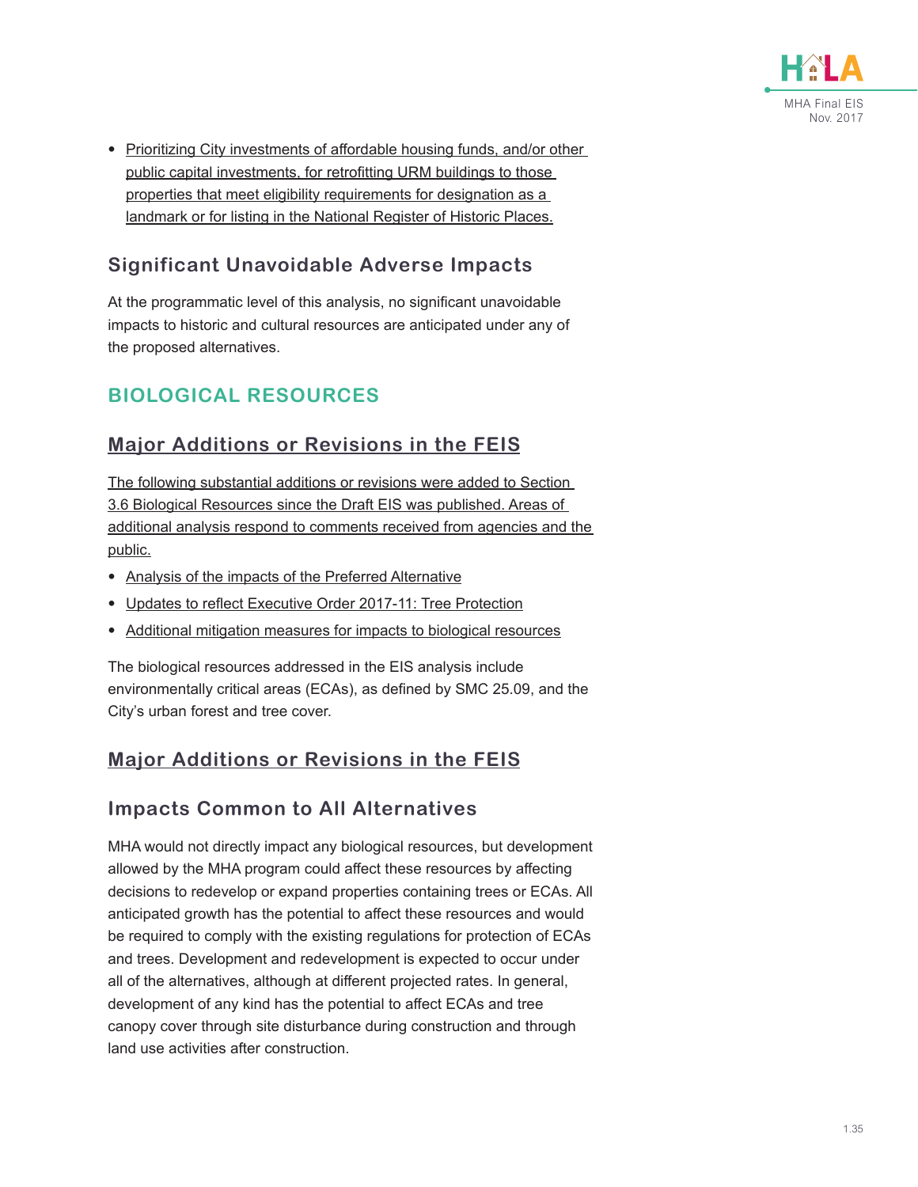- Prioritizing City investments of affordable housing funds, and/or other public capital investments, for retrofitting URM buildings to those properties that meet eligibility requirements for designation as a landmark or for listing in the National Register of Historic Places.

### Significant Unavoidable Adverse Impacts

At the programmatic level of this analysis, no significant unavoidable impacts to historic and cultural resources are anticipated under any of the proposed alternatives.

## BIOLOGICAL RESOURCES

### Major Additions or Revisions in the FEIS

The following substantial additions or revisions were added to Section 3.6 Biological Resources since the Draft EIS was published. Areas of additional analysis respond to comments received from agencies and the public.

- Analysis of the impacts of the Preferred Alternative
- Updates to reflect Executive Order 2017-11: Tree Protection
- Additional mitigation measures for impacts to biological resources

The biological resources addressed in the EIS analysis include environmentally critical areas (ECAs), as defined by SMC 25.09, and the City's urban forest and tree cover.

### Major Additions or Revisions in the FEIS

### Impacts Common to All Alternatives

MHA would not directly impact any biological resources, but development allowed by the MHA program could affect these resources by affecting decisions to redevelop or expand properties containing trees or ECAs. All anticipated growth has the potential to affect these resources and would be required to comply with the existing regulations for protection of ECAs and trees. Development and redevelopment is expected to occur under all of the alternatives, although at different projected rates. In general, development of any kind has the potential to affect ECAs and tree canopy cover through site disturbance during construction and through land use activities after construction.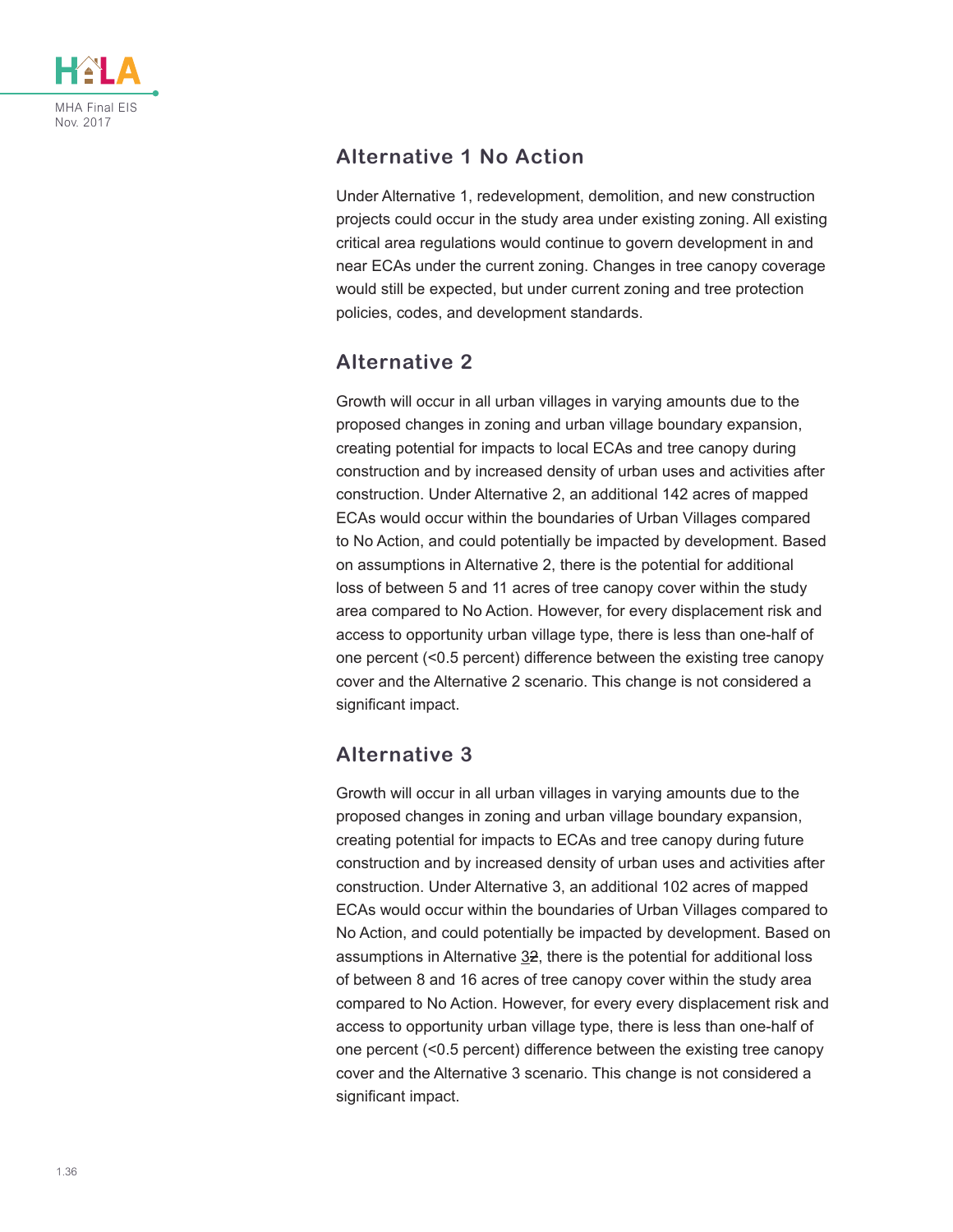## Alternative 1 No Action

Under Alternative 1, redevelopment, demolition, and new construction projects could occur in the study area under existing zoning. All existing critical area regulations would continue to govern development in and near ECAs under the current zoning. Changes in tree canopy coverage would still be expected, but under current zoning and tree protection policies, codes, and development standards.

## Alternative 2

Growth will occur in all urban villages in varying amounts due to the proposed changes in zoning and urban village boundary expansion, creating potential for impacts to local ECAs and tree canopy during construction and by increased density of urban uses and activities after construction. Under Alternative 2, an additional 142 acres of mapped ECAs would occur within the boundaries of Urban Villages compared to No Action, and could potentially be impacted by development. Based on assumptions in Alternative 2, there is the potential for additional loss of between 5 and 11 acres of tree canopy cover within the study area compared to No Action. However, for every displacement risk and access to opportunity urban village type, there is less than one-half of one percent (<0.5 percent) difference between the existing tree canopy cover and the Alternative 2 scenario. This change is not considered a significant impact.

## Alternative 3

Growth will occur in all urban villages in varying amounts due to the proposed changes in zoning and urban village boundary expansion, creating potential for impacts to ECAs and tree canopy during future construction and by increased density of urban uses and activities after construction. Under Alternative 3, an additional 102 acres of mapped ECAs would occur within the boundaries of Urban Villages compared to No Action, and could potentially be impacted by development. Based on assumptions in Alternative 3~~2~~, there is the potential for additional loss of between 8 and 16 acres of tree canopy cover within the study area compared to No Action. However, for every every displacement risk and access to opportunity urban village type, there is less than one-half of one percent (<0.5 percent) difference between the existing tree canopy cover and the Alternative 3 scenario. This change is not considered a significant impact.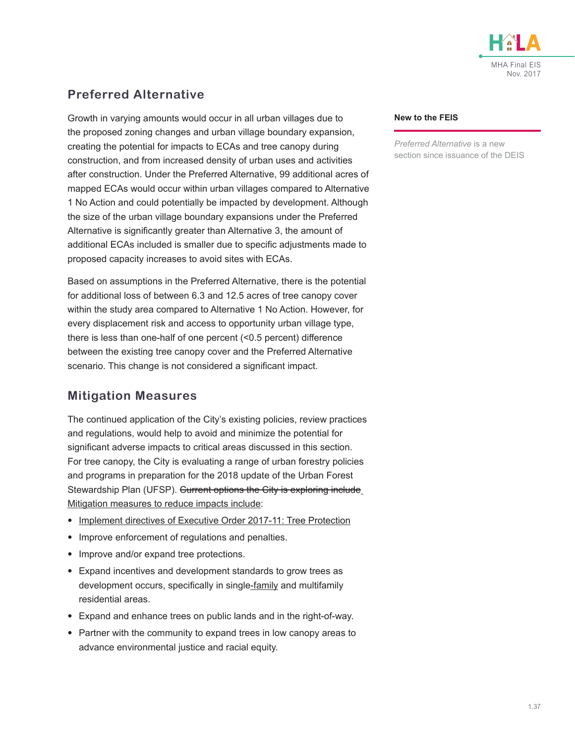## Preferred Alternative

Growth in varying amounts would occur in all urban villages due to the proposed zoning changes and urban village boundary expansion, creating the potential for impacts to ECAs and tree canopy during construction, and from increased density of urban uses and activities after construction. Under the Preferred Alternative, 99 additional acres of mapped ECAs would occur within urban villages compared to Alternative 1 No Action and could potentially be impacted by development. Although the size of the urban village boundary expansions under the Preferred Alternative is significantly greater than Alternative 3, the amount of additional ECAs included is smaller due to specific adjustments made to proposed capacity increases to avoid sites with ECAs.

Based on assumptions in the Preferred Alternative, there is the potential for additional loss of between 6.3 and 12.5 acres of tree canopy cover within the study area compared to Alternative 1 No Action. However, for every displacement risk and access to opportunity urban village type, there is less than one-half of one percent (<0.5 percent) difference between the existing tree canopy cover and the Preferred Alternative scenario. This change is not considered a significant impact.

**New to the FEIS**

*Preferred Alternative* is a new section since issuance of the DEIS

## Mitigation Measures

The continued application of the City's existing policies, review practices and regulations, would help to avoid and minimize the potential for significant adverse impacts to critical areas discussed in this section. For tree canopy, the City is evaluating a range of urban forestry policies and programs in preparation for the 2018 update of the Urban Forest Stewardship Plan (UFSP). ~~Current options the City is exploring include~~ Mitigation measures to reduce impacts include:

- Implement directives of Executive Order 2017-11: Tree Protection
- Improve enforcement of regulations and penalties.
- Improve and/or expand tree protections.
- Expand incentives and development standards to grow trees as development occurs, specifically in single-family and multifamily residential areas.
- Expand and enhance trees on public lands and in the right-of-way.
- Partner with the community to expand trees in low canopy areas to advance environmental justice and racial equity.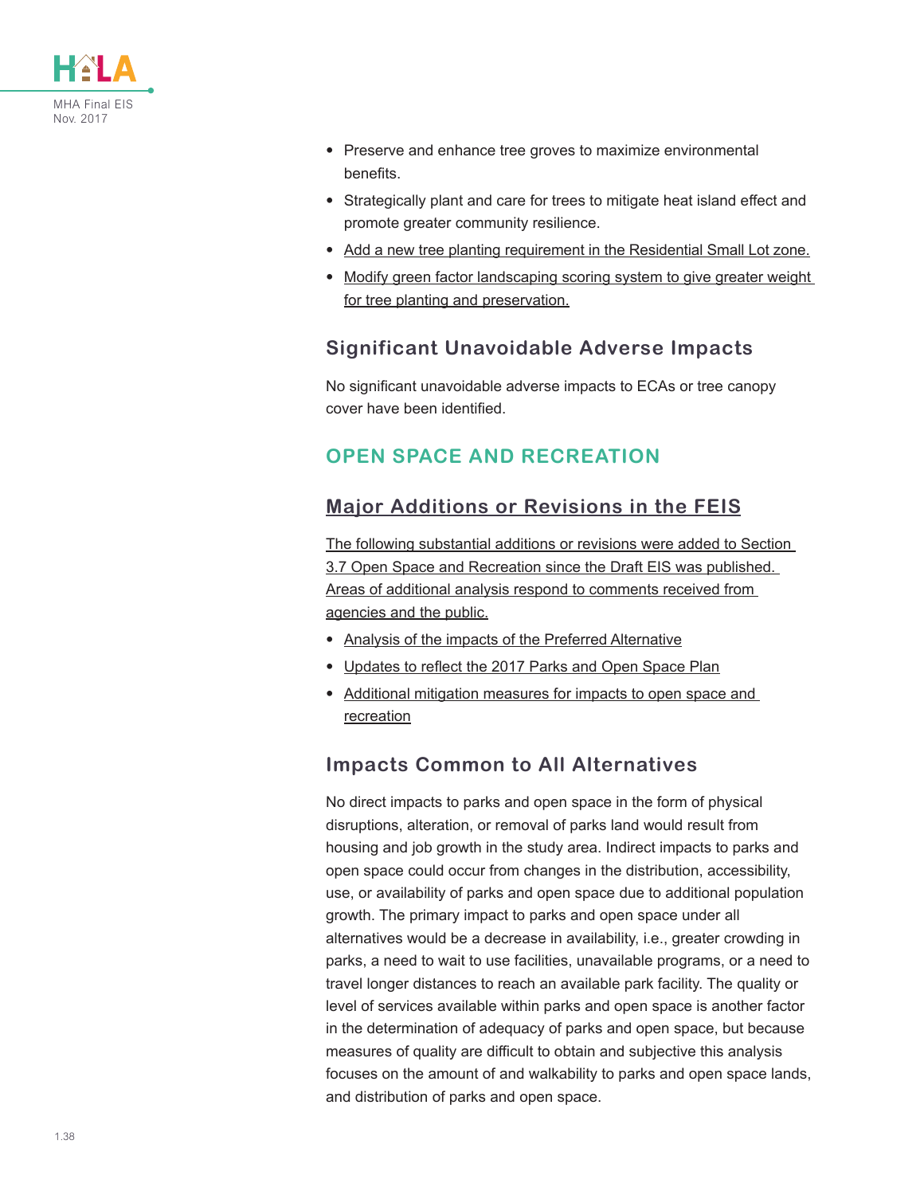- Preserve and enhance tree groves to maximize environmental benefits.
- Strategically plant and care for trees to mitigate heat island effect and promote greater community resilience.
- Add a new tree planting requirement in the Residential Small Lot zone.
- Modify green factor landscaping scoring system to give greater weight for tree planting and preservation.

### Significant Unavoidable Adverse Impacts

No significant unavoidable adverse impacts to ECAs or tree canopy cover have been identified.

## OPEN SPACE AND RECREATION

### Major Additions or Revisions in the FEIS

The following substantial additions or revisions were added to Section 3.7 Open Space and Recreation since the Draft EIS was published. Areas of additional analysis respond to comments received from agencies and the public.

- Analysis of the impacts of the Preferred Alternative
- Updates to reflect the 2017 Parks and Open Space Plan
- Additional mitigation measures for impacts to open space and recreation

### Impacts Common to All Alternatives

No direct impacts to parks and open space in the form of physical disruptions, alteration, or removal of parks land would result from housing and job growth in the study area. Indirect impacts to parks and open space could occur from changes in the distribution, accessibility, use, or availability of parks and open space due to additional population growth. The primary impact to parks and open space under all alternatives would be a decrease in availability, i.e., greater crowding in parks, a need to wait to use facilities, unavailable programs, or a need to travel longer distances to reach an available park facility. The quality or level of services available within parks and open space is another factor in the determination of adequacy of parks and open space, but because measures of quality are difficult to obtain and subjective this analysis focuses on the amount of and walkability to parks and open space lands, and distribution of parks and open space.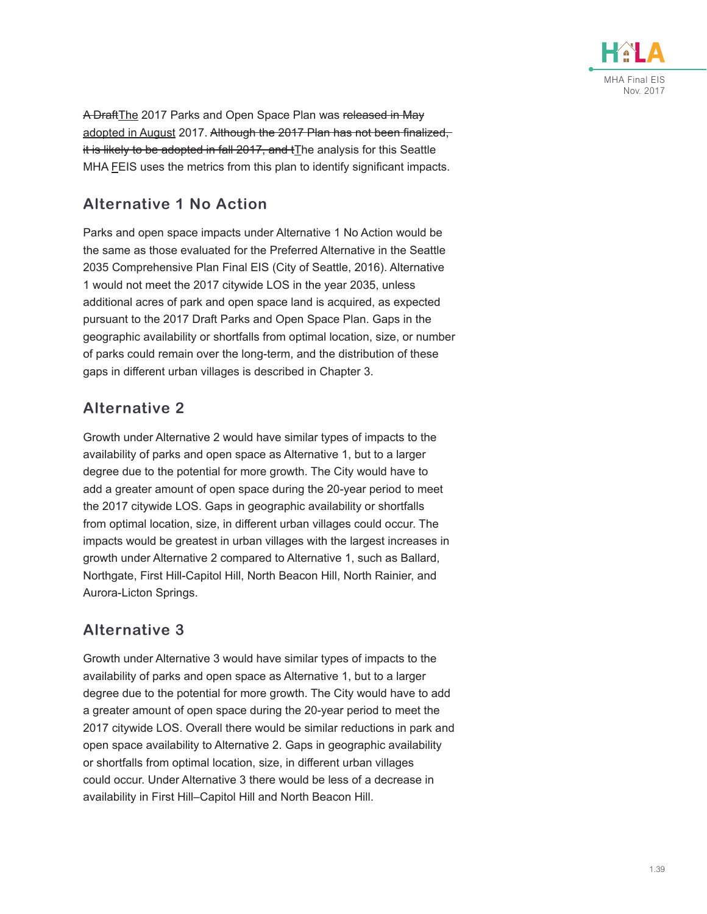~~A Draft~~The 2017 Parks and Open Space Plan was ~~released in May~~ adopted in August 2017. ~~Although the 2017 Plan has not been finalized, it is likely to be adopted in fall 2017, and t~~The analysis for this Seattle MHA FEIS uses the metrics from this plan to identify significant impacts.

## Alternative 1 No Action

Parks and open space impacts under Alternative 1 No Action would be the same as those evaluated for the Preferred Alternative in the Seattle 2035 Comprehensive Plan Final EIS (City of Seattle, 2016). Alternative 1 would not meet the 2017 citywide LOS in the year 2035, unless additional acres of park and open space land is acquired, as expected pursuant to the 2017 Draft Parks and Open Space Plan. Gaps in the geographic availability or shortfalls from optimal location, size, or number of parks could remain over the long-term, and the distribution of these gaps in different urban villages is described in Chapter 3.

## Alternative 2

Growth under Alternative 2 would have similar types of impacts to the availability of parks and open space as Alternative 1, but to a larger degree due to the potential for more growth. The City would have to add a greater amount of open space during the 20-year period to meet the 2017 citywide LOS. Gaps in geographic availability or shortfalls from optimal location, size, in different urban villages could occur. The impacts would be greatest in urban villages with the largest increases in growth under Alternative 2 compared to Alternative 1, such as Ballard, Northgate, First Hill-Capitol Hill, North Beacon Hill, North Rainier, and Aurora-Licton Springs.

## Alternative 3

Growth under Alternative 3 would have similar types of impacts to the availability of parks and open space as Alternative 1, but to a larger degree due to the potential for more growth. The City would have to add a greater amount of open space during the 20-year period to meet the 2017 citywide LOS. Overall there would be similar reductions in park and open space availability to Alternative 2. Gaps in geographic availability or shortfalls from optimal location, size, in different urban villages could occur. Under Alternative 3 there would be less of a decrease in availability in First Hill–Capitol Hill and North Beacon Hill.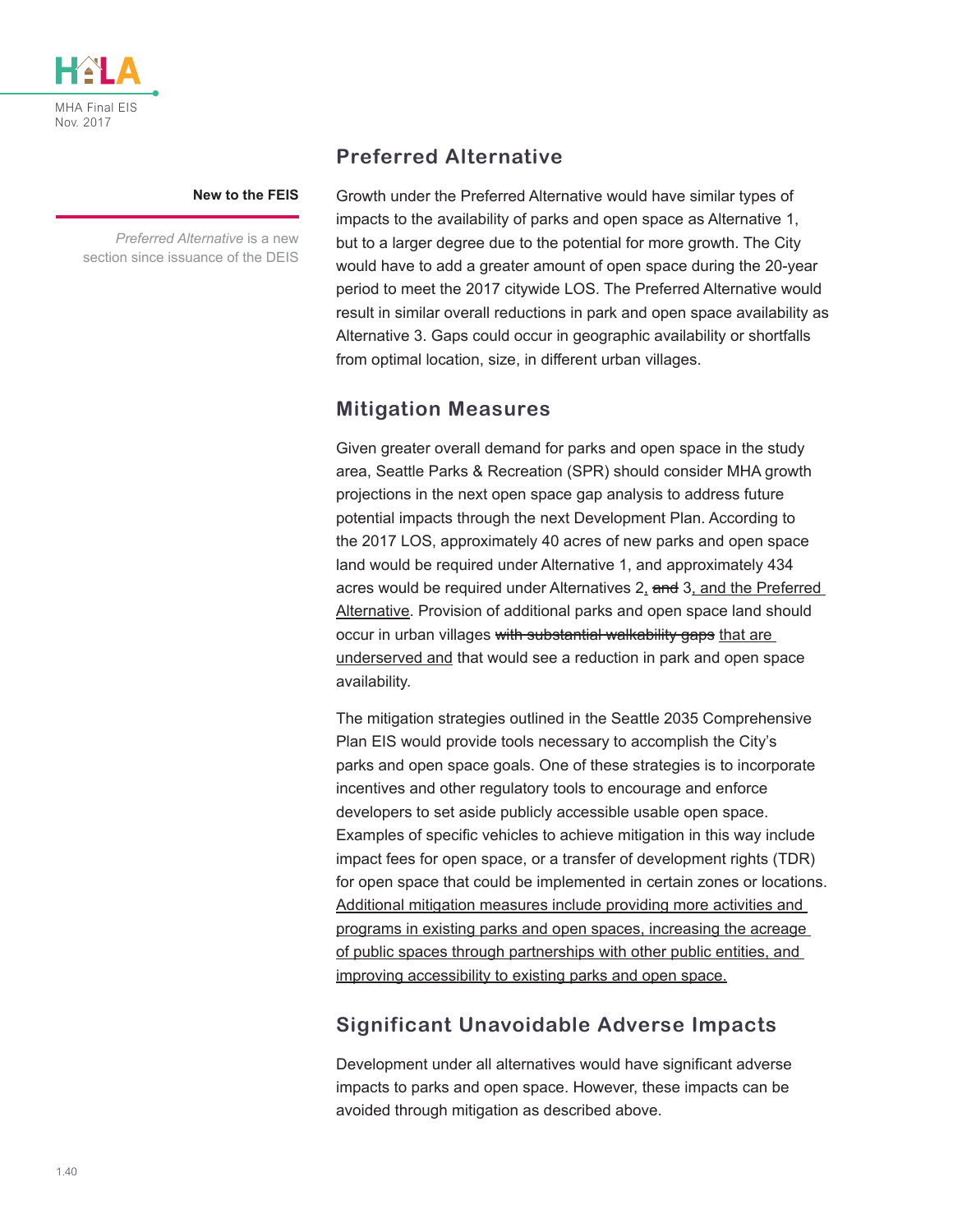**New to the FEIS**

*Preferred Alternative* is a new section since issuance of the DEIS

## Preferred Alternative

Growth under the Preferred Alternative would have similar types of impacts to the availability of parks and open space as Alternative 1, but to a larger degree due to the potential for more growth. The City would have to add a greater amount of open space during the 20-year period to meet the 2017 citywide LOS. The Preferred Alternative would result in similar overall reductions in park and open space availability as Alternative 3. Gaps could occur in geographic availability or shortfalls from optimal location, size, in different urban villages.

## Mitigation Measures

Given greater overall demand for parks and open space in the study area, Seattle Parks & Recreation (SPR) should consider MHA growth projections in the next open space gap analysis to address future potential impacts through the next Development Plan. According to the 2017 LOS, approximately 40 acres of new parks and open space land would be required under Alternative 1, and approximately 434 acres would be required under Alternatives 2, ~~and~~ 3, and the Preferred Alternative. Provision of additional parks and open space land should occur in urban villages ~~with substantial walkability gaps~~ that are underserved and that would see a reduction in park and open space availability.

The mitigation strategies outlined in the Seattle 2035 Comprehensive Plan EIS would provide tools necessary to accomplish the City's parks and open space goals. One of these strategies is to incorporate incentives and other regulatory tools to encourage and enforce developers to set aside publicly accessible usable open space. Examples of specific vehicles to achieve mitigation in this way include impact fees for open space, or a transfer of development rights (TDR) for open space that could be implemented in certain zones or locations. Additional mitigation measures include providing more activities and programs in existing parks and open spaces, increasing the acreage of public spaces through partnerships with other public entities, and improving accessibility to existing parks and open space.

## Significant Unavoidable Adverse Impacts

Development under all alternatives would have significant adverse impacts to parks and open space. However, these impacts can be avoided through mitigation as described above.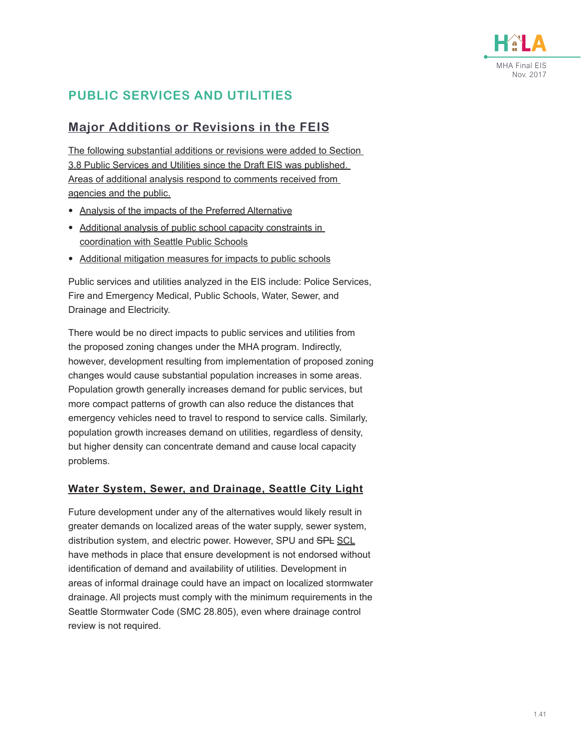## PUBLIC SERVICES AND UTILITIES

### Major Additions or Revisions in the FEIS

The following substantial additions or revisions were added to Section 3.8 Public Services and Utilities since the Draft EIS was published. Areas of additional analysis respond to comments received from agencies and the public.

- Analysis of the impacts of the Preferred Alternative
- Additional analysis of public school capacity constraints in coordination with Seattle Public Schools
- Additional mitigation measures for impacts to public schools

Public services and utilities analyzed in the EIS include: Police Services, Fire and Emergency Medical, Public Schools, Water, Sewer, and Drainage and Electricity.

There would be no direct impacts to public services and utilities from the proposed zoning changes under the MHA program. Indirectly, however, development resulting from implementation of proposed zoning changes would cause substantial population increases in some areas. Population growth generally increases demand for public services, but more compact patterns of growth can also reduce the distances that emergency vehicles need to travel to respond to service calls. Similarly, population growth increases demand on utilities, regardless of density, but higher density can concentrate demand and cause local capacity problems.

#### Water System, Sewer, and Drainage, Seattle City Light

Future development under any of the alternatives would likely result in greater demands on localized areas of the water supply, sewer system, distribution system, and electric power. However, SPU and ~~SPL~~ SCL have methods in place that ensure development is not endorsed without identification of demand and availability of utilities. Development in areas of informal drainage could have an impact on localized stormwater drainage. All projects must comply with the minimum requirements in the Seattle Stormwater Code (SMC 28.805), even where drainage control review is not required.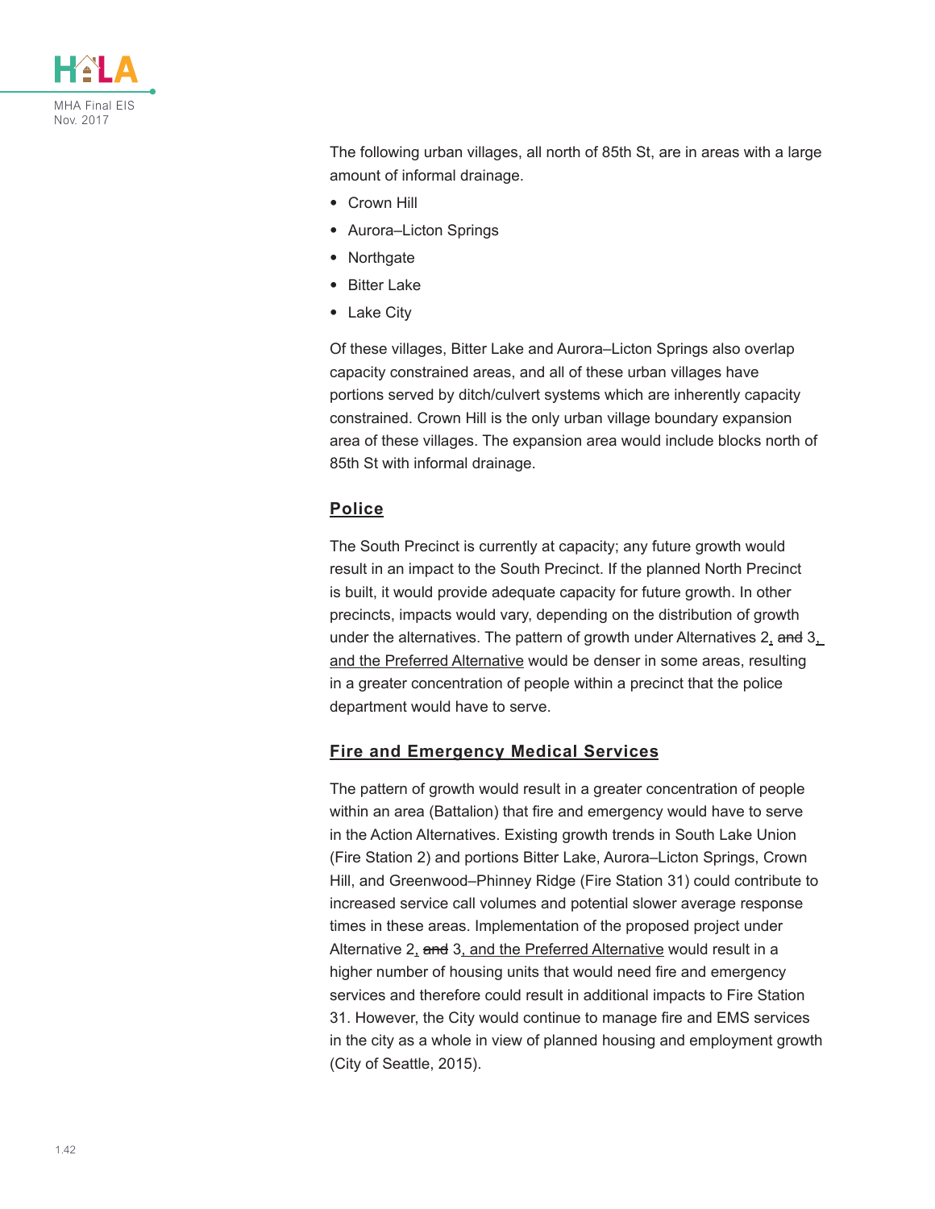The following urban villages, all north of 85th St, are in areas with a large amount of informal drainage.

- Crown Hill
- Aurora–Licton Springs
- Northgate
- Bitter Lake
- Lake City

Of these villages, Bitter Lake and Aurora–Licton Springs also overlap capacity constrained areas, and all of these urban villages have portions served by ditch/culvert systems which are inherently capacity constrained. Crown Hill is the only urban village boundary expansion area of these villages. The expansion area would include blocks north of 85th St with informal drainage.

## Police

The South Precinct is currently at capacity; any future growth would result in an impact to the South Precinct. If the planned North Precinct is built, it would provide adequate capacity for future growth. In other precincts, impacts would vary, depending on the distribution of growth under the alternatives. The pattern of growth under Alternatives 2, ~~and~~ 3, and the Preferred Alternative would be denser in some areas, resulting in a greater concentration of people within a precinct that the police department would have to serve.

## Fire and Emergency Medical Services

The pattern of growth would result in a greater concentration of people within an area (Battalion) that fire and emergency would have to serve in the Action Alternatives. Existing growth trends in South Lake Union (Fire Station 2) and portions Bitter Lake, Aurora–Licton Springs, Crown Hill, and Greenwood–Phinney Ridge (Fire Station 31) could contribute to increased service call volumes and potential slower average response times in these areas. Implementation of the proposed project under Alternative 2, ~~and~~ 3, and the Preferred Alternative would result in a higher number of housing units that would need fire and emergency services and therefore could result in additional impacts to Fire Station 31. However, the City would continue to manage fire and EMS services in the city as a whole in view of planned housing and employment growth (City of Seattle, 2015).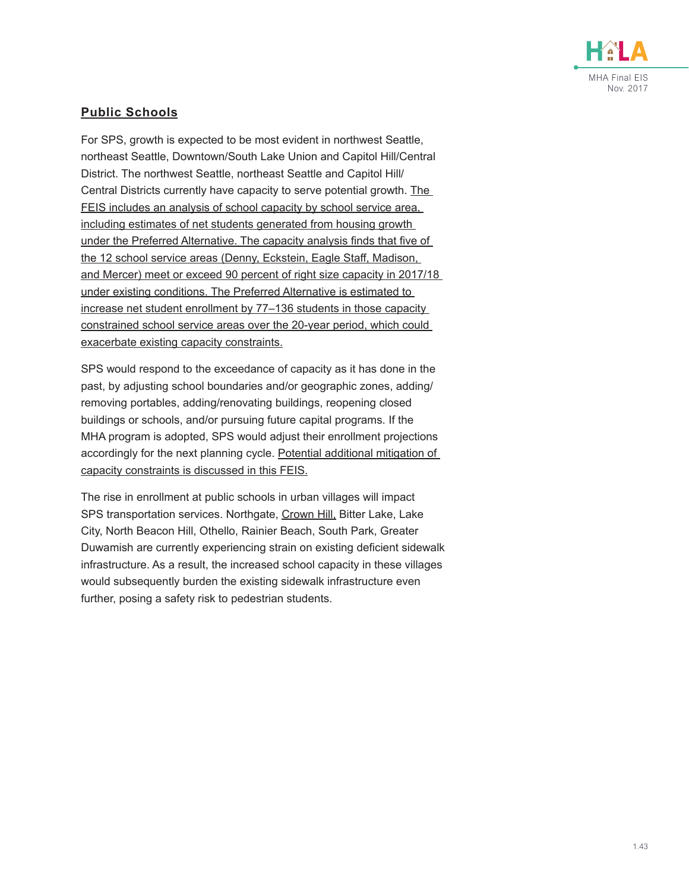## Public Schools

For SPS, growth is expected to be most evident in northwest Seattle, northeast Seattle, Downtown/South Lake Union and Capitol Hill/Central District. The northwest Seattle, northeast Seattle and Capitol Hill/Central Districts currently have capacity to serve potential growth. The FEIS includes an analysis of school capacity by school service area, including estimates of net students generated from housing growth under the Preferred Alternative. The capacity analysis finds that five of the 12 school service areas (Denny, Eckstein, Eagle Staff, Madison, and Mercer) meet or exceed 90 percent of right size capacity in 2017/18 under existing conditions. The Preferred Alternative is estimated to increase net student enrollment by 77–136 students in those capacity constrained school service areas over the 20-year period, which could exacerbate existing capacity constraints.

SPS would respond to the exceedance of capacity as it has done in the past, by adjusting school boundaries and/or geographic zones, adding/removing portables, adding/renovating buildings, reopening closed buildings or schools, and/or pursuing future capital programs. If the MHA program is adopted, SPS would adjust their enrollment projections accordingly for the next planning cycle. Potential additional mitigation of capacity constraints is discussed in this FEIS.

The rise in enrollment at public schools in urban villages will impact SPS transportation services. Northgate, Crown Hill, Bitter Lake, Lake City, North Beacon Hill, Othello, Rainier Beach, South Park, Greater Duwamish are currently experiencing strain on existing deficient sidewalk infrastructure. As a result, the increased school capacity in these villages would subsequently burden the existing sidewalk infrastructure even further, posing a safety risk to pedestrian students.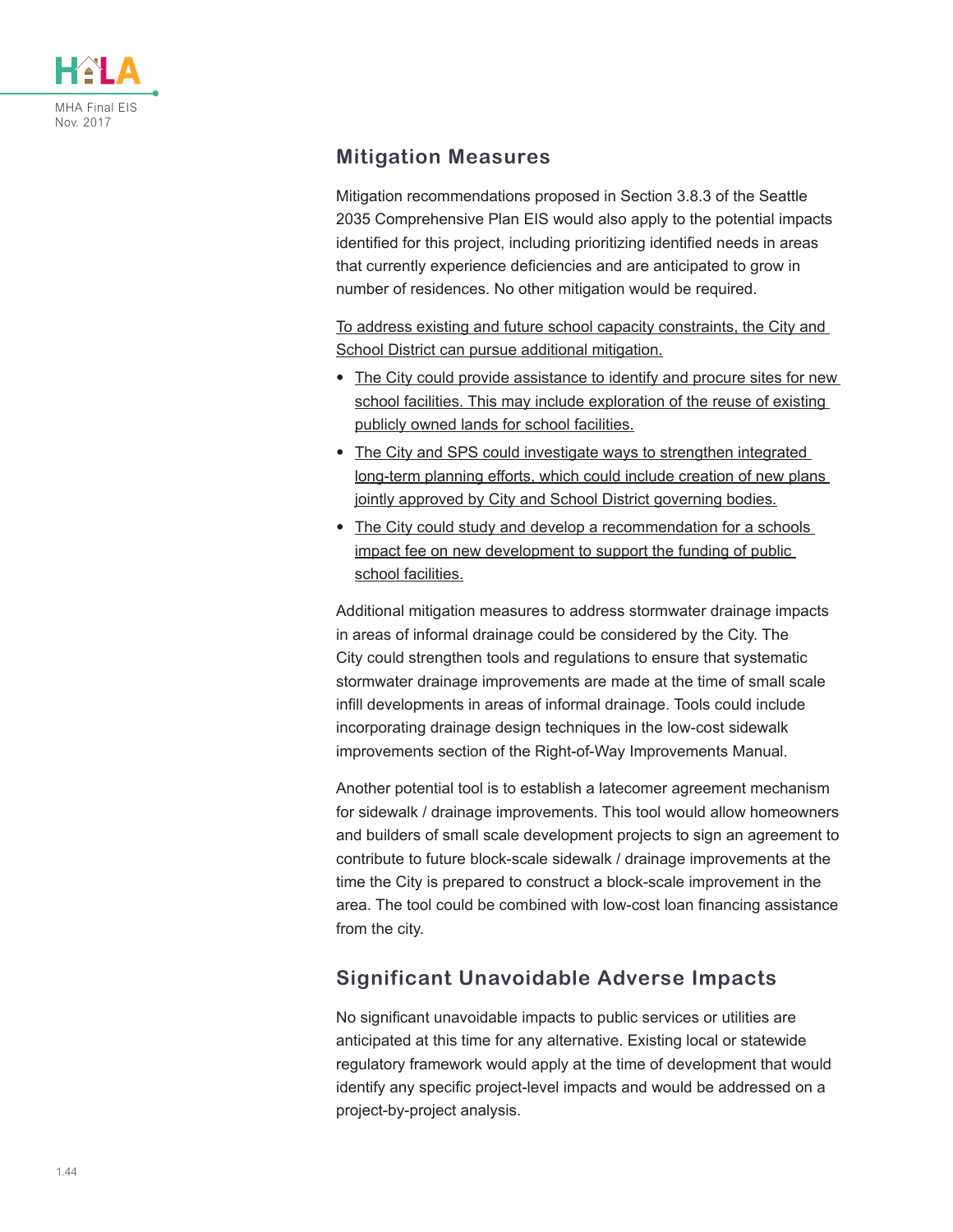## Mitigation Measures

Mitigation recommendations proposed in Section 3.8.3 of the Seattle 2035 Comprehensive Plan EIS would also apply to the potential impacts identified for this project, including prioritizing identified needs in areas that currently experience deficiencies and are anticipated to grow in number of residences. No other mitigation would be required.

To address existing and future school capacity constraints, the City and School District can pursue additional mitigation.

- The City could provide assistance to identify and procure sites for new school facilities. This may include exploration of the reuse of existing publicly owned lands for school facilities.
- The City and SPS could investigate ways to strengthen integrated long-term planning efforts, which could include creation of new plans jointly approved by City and School District governing bodies.
- The City could study and develop a recommendation for a schools impact fee on new development to support the funding of public school facilities.

Additional mitigation measures to address stormwater drainage impacts in areas of informal drainage could be considered by the City. The City could strengthen tools and regulations to ensure that systematic stormwater drainage improvements are made at the time of small scale infill developments in areas of informal drainage. Tools could include incorporating drainage design techniques in the low-cost sidewalk improvements section of the Right-of-Way Improvements Manual.

Another potential tool is to establish a latecomer agreement mechanism for sidewalk / drainage improvements. This tool would allow homeowners and builders of small scale development projects to sign an agreement to contribute to future block-scale sidewalk / drainage improvements at the time the City is prepared to construct a block-scale improvement in the area. The tool could be combined with low-cost loan financing assistance from the city.

## Significant Unavoidable Adverse Impacts

No significant unavoidable impacts to public services or utilities are anticipated at this time for any alternative. Existing local or statewide regulatory framework would apply at the time of development that would identify any specific project-level impacts and would be addressed on a project-by-project analysis.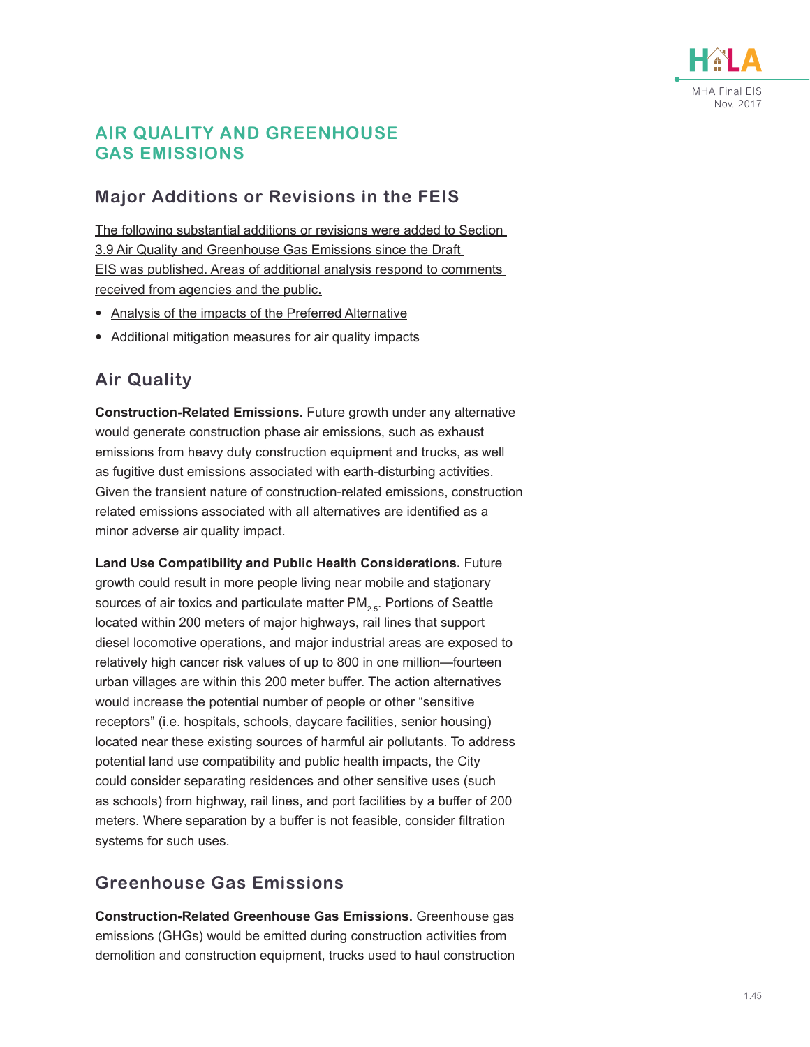# AIR QUALITY AND GREENHOUSE GAS EMISSIONS

## Major Additions or Revisions in the FEIS

The following substantial additions or revisions were added to Section 3.9 Air Quality and Greenhouse Gas Emissions since the Draft EIS was published. Areas of additional analysis respond to comments received from agencies and the public.

- Analysis of the impacts of the Preferred Alternative
- Additional mitigation measures for air quality impacts

## Air Quality

**Construction-Related Emissions.** Future growth under any alternative would generate construction phase air emissions, such as exhaust emissions from heavy duty construction equipment and trucks, as well as fugitive dust emissions associated with earth-disturbing activities. Given the transient nature of construction-related emissions, construction related emissions associated with all alternatives are identified as a minor adverse air quality impact.

**Land Use Compatibility and Public Health Considerations.** Future growth could result in more people living near mobile and stationary sources of air toxics and particulate matter $PM_{2.5}$. Portions of Seattle located within 200 meters of major highways, rail lines that support diesel locomotive operations, and major industrial areas are exposed to relatively high cancer risk values of up to 800 in one million—fourteen urban villages are within this 200 meter buffer. The action alternatives would increase the potential number of people or other "sensitive receptors" (i.e. hospitals, schools, daycare facilities, senior housing) located near these existing sources of harmful air pollutants. To address potential land use compatibility and public health impacts, the City could consider separating residences and other sensitive uses (such as schools) from highway, rail lines, and port facilities by a buffer of 200 meters. Where separation by a buffer is not feasible, consider filtration systems for such uses.

## Greenhouse Gas Emissions

**Construction-Related Greenhouse Gas Emissions.** Greenhouse gas emissions (GHGs) would be emitted during construction activities from demolition and construction equipment, trucks used to haul construction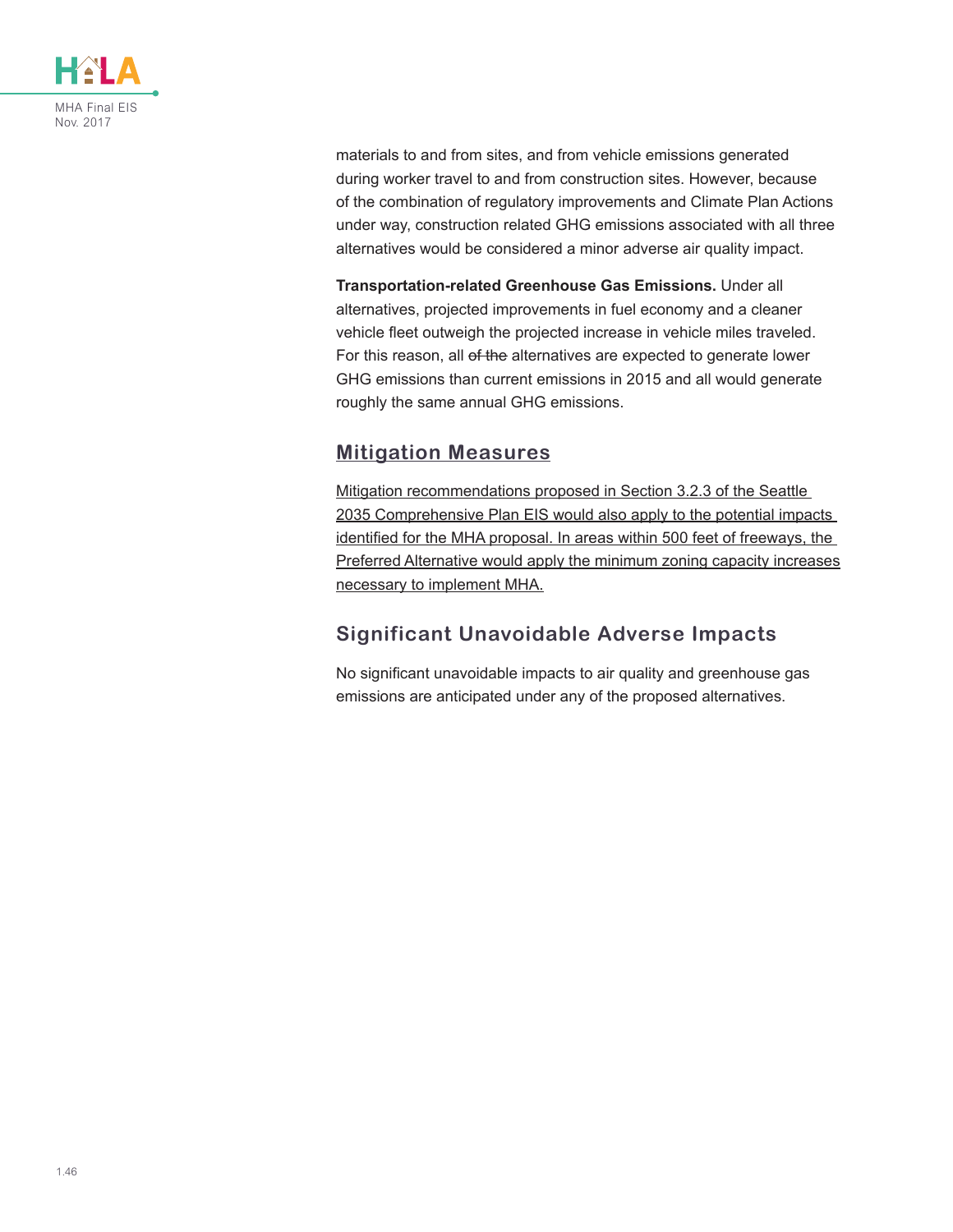materials to and from sites, and from vehicle emissions generated during worker travel to and from construction sites. However, because of the combination of regulatory improvements and Climate Plan Actions under way, construction related GHG emissions associated with all three alternatives would be considered a minor adverse air quality impact.

**Transportation-related Greenhouse Gas Emissions.** Under all alternatives, projected improvements in fuel economy and a cleaner vehicle fleet outweigh the projected increase in vehicle miles traveled. For this reason, all ~~of the~~ alternatives are expected to generate lower GHG emissions than current emissions in 2015 and all would generate roughly the same annual GHG emissions.

## Mitigation Measures

Mitigation recommendations proposed in Section 3.2.3 of the Seattle 2035 Comprehensive Plan EIS would also apply to the potential impacts identified for the MHA proposal. In areas within 500 feet of freeways, the Preferred Alternative would apply the minimum zoning capacity increases necessary to implement MHA.

## Significant Unavoidable Adverse Impacts

No significant unavoidable impacts to air quality and greenhouse gas emissions are anticipated under any of the proposed alternatives.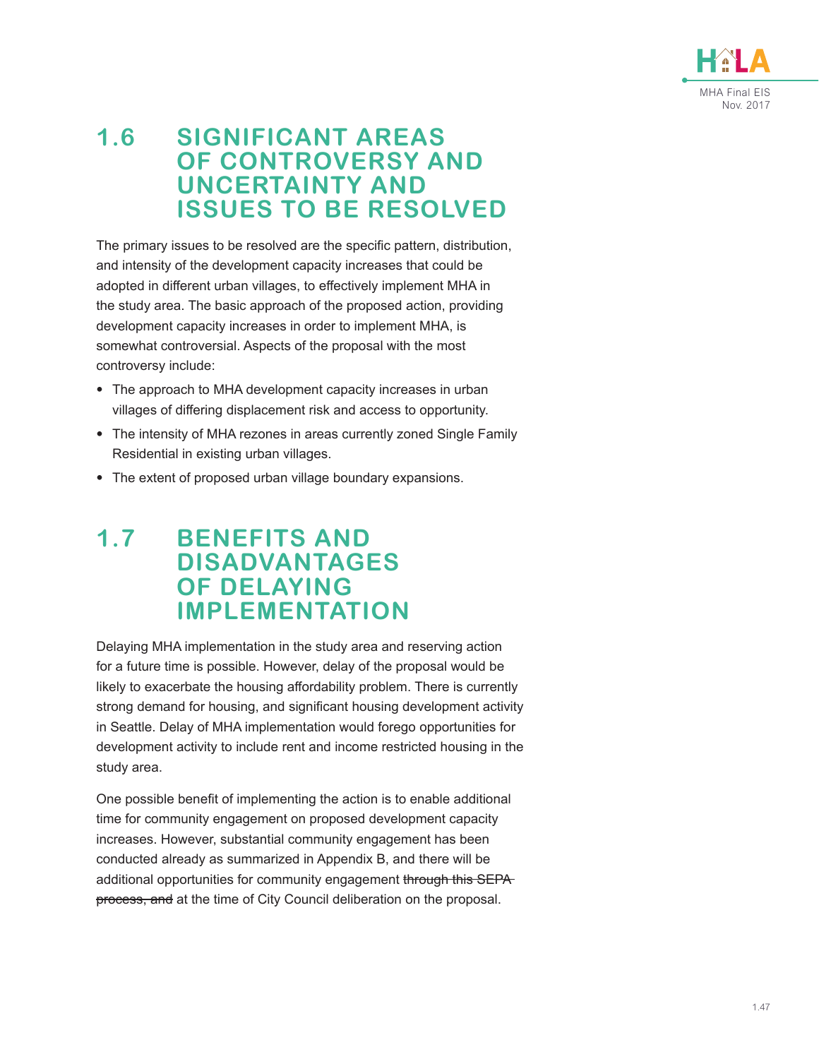## 1.6 SIGNIFICANT AREAS OF CONTROVERSY AND UNCERTAINTY AND ISSUES TO BE RESOLVED

The primary issues to be resolved are the specific pattern, distribution, and intensity of the development capacity increases that could be adopted in different urban villages, to effectively implement MHA in the study area. The basic approach of the proposed action, providing development capacity increases in order to implement MHA, is somewhat controversial. Aspects of the proposal with the most controversy include:

- The approach to MHA development capacity increases in urban villages of differing displacement risk and access to opportunity.
- The intensity of MHA rezones in areas currently zoned Single Family Residential in existing urban villages.
- The extent of proposed urban village boundary expansions.

## 1.7 BENEFITS AND DISADVANTAGES OF DELAYING IMPLEMENTATION

Delaying MHA implementation in the study area and reserving action for a future time is possible. However, delay of the proposal would be likely to exacerbate the housing affordability problem. There is currently strong demand for housing, and significant housing development activity in Seattle. Delay of MHA implementation would forego opportunities for development activity to include rent and income restricted housing in the study area.

One possible benefit of implementing the action is to enable additional time for community engagement on proposed development capacity increases. However, substantial community engagement has been conducted already as summarized in Appendix B, and there will be additional opportunities for community engagement ~~through this SEPA process, and~~ at the time of City Council deliberation on the proposal.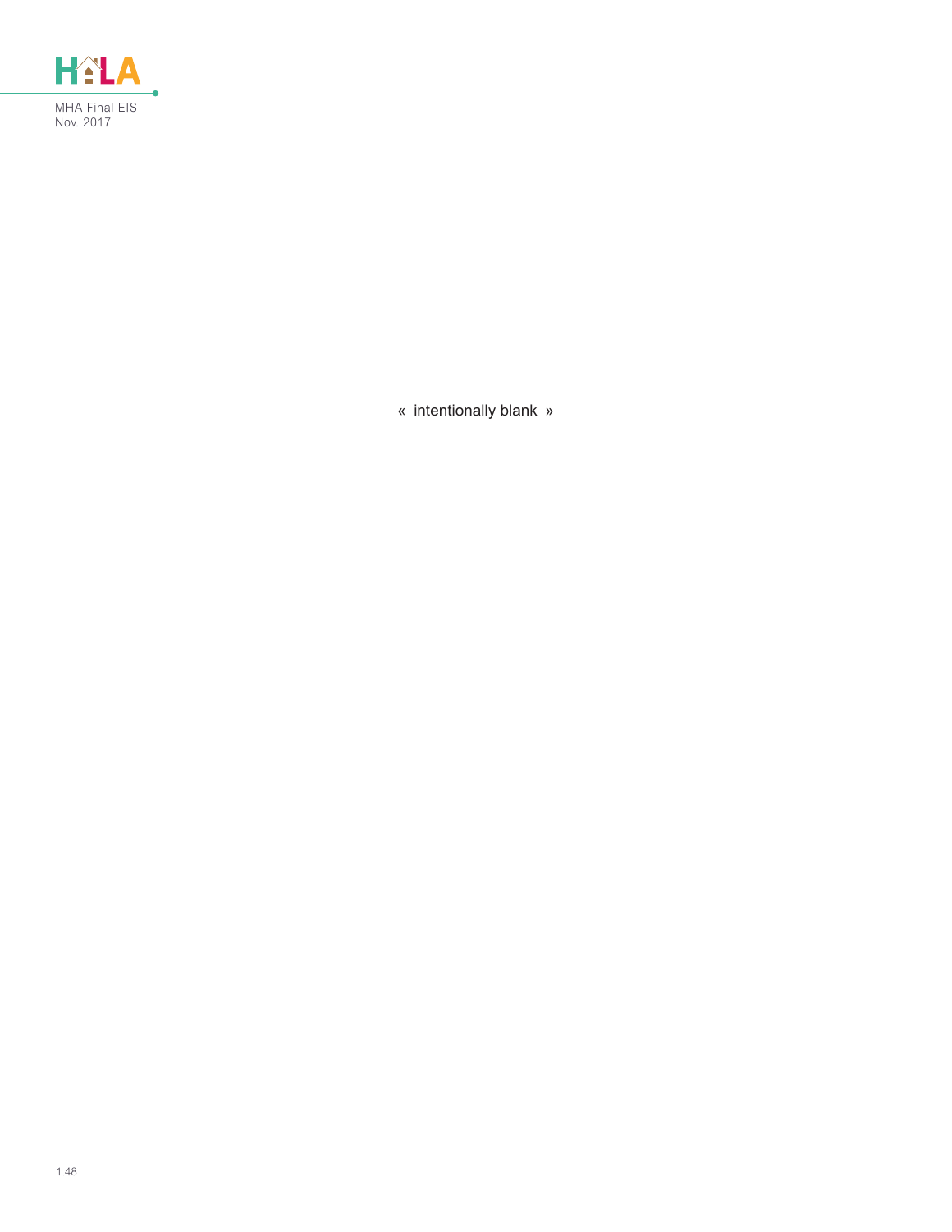« intentionally blank »